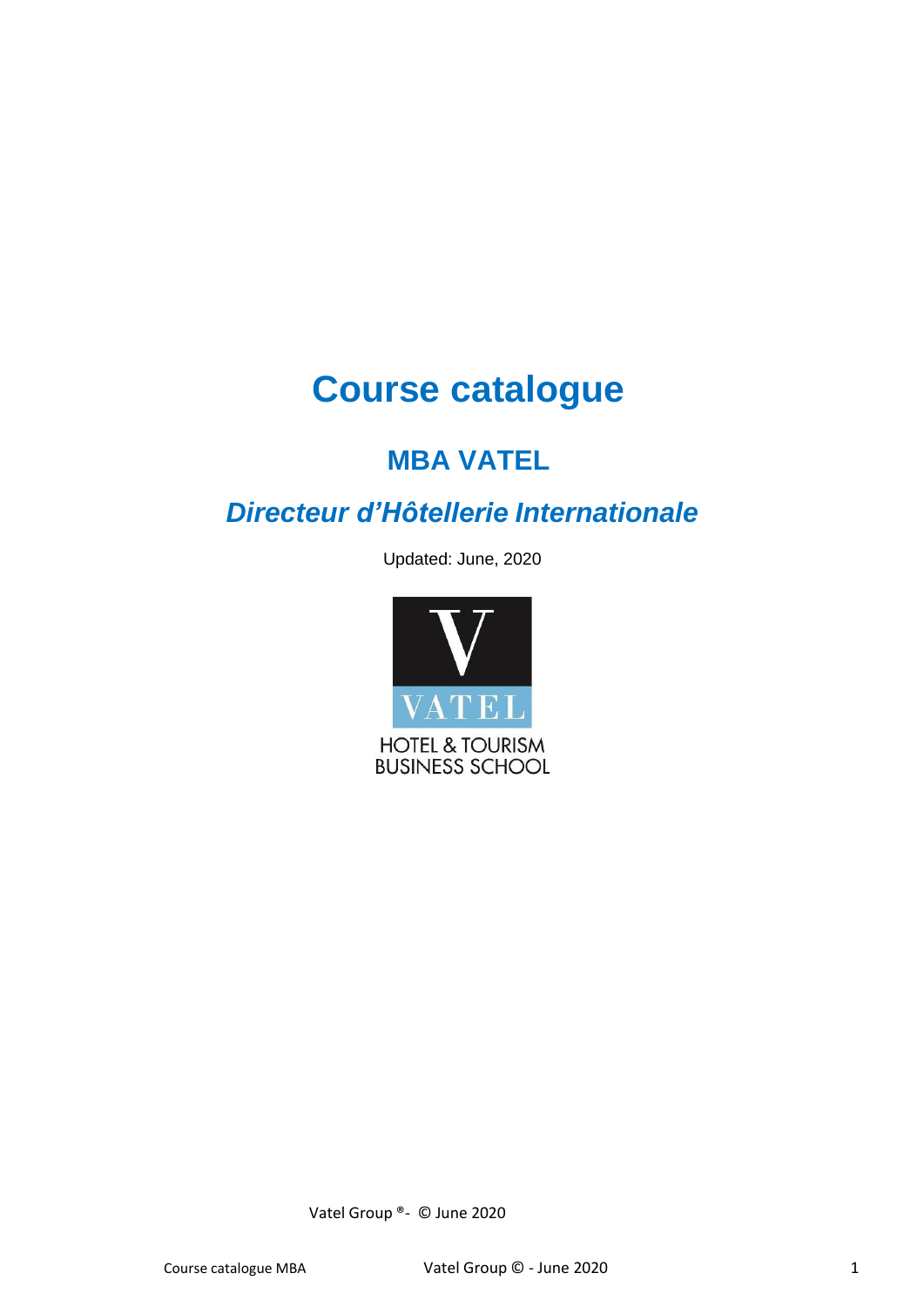# Course catalogue

## MBA VATEL

## *Directeur d'Hôtellerie Internationale*

Updated: June, 2020

VATEL

HOTEL & TOURISM BUSINESS SCHOOL

Vatel Group ®- © June 2020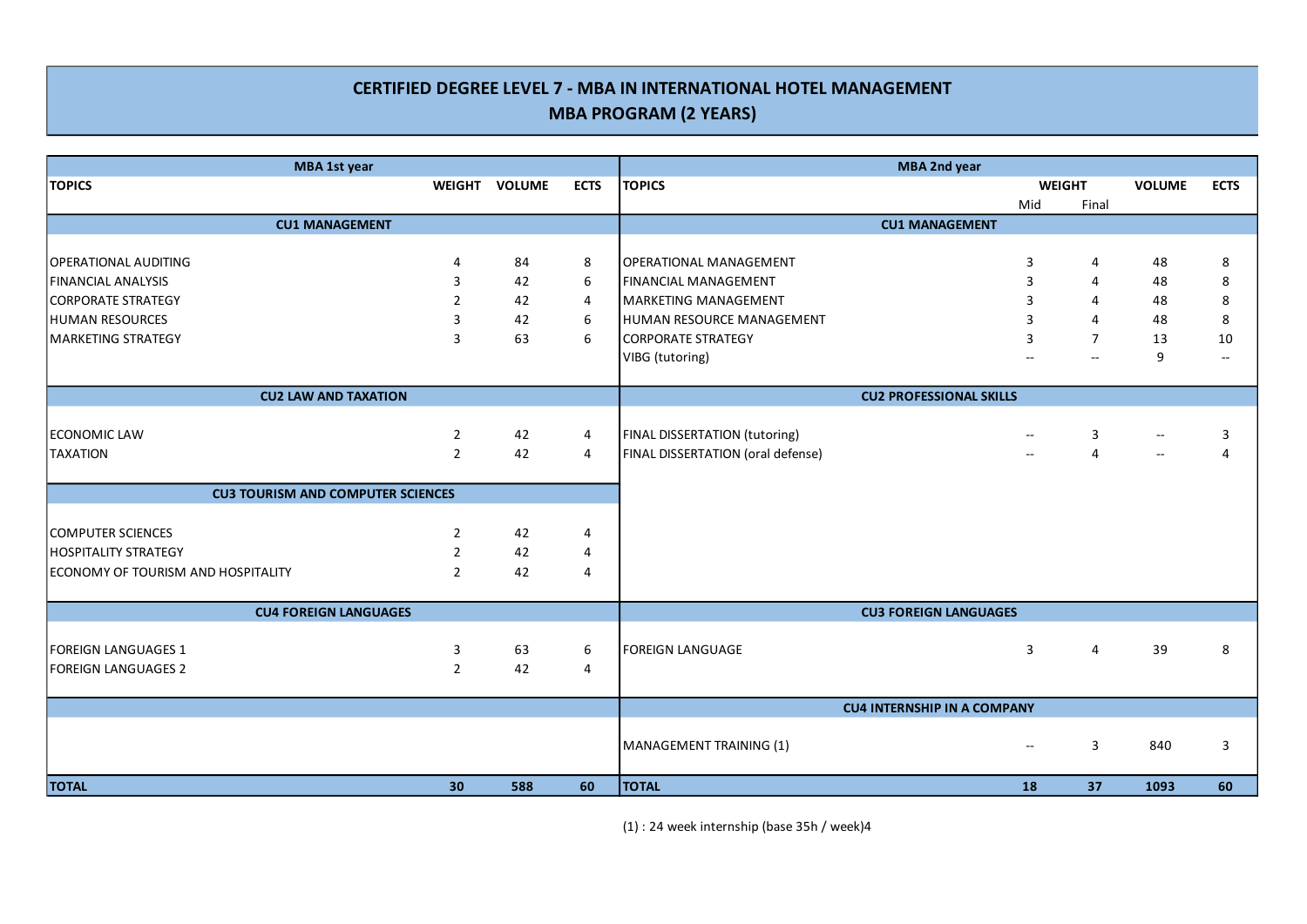# CERTIFIED DEGREE LEVEL 7 - MBA IN INTERNATIONAL HOTEL MANAGEMENT

## MBA PROGRAM (2 YEARS)

### MBA 1st year

| TOPICS | WEIGHT | VOLUME | ECTS |
|---|---|---|---|
| **CU1 MANAGEMENT** | | | |
| OPERATIONAL AUDITING | 4 | 84 | 8 |
| FINANCIAL ANALYSIS | 3 | 42 | 6 |
| CORPORATE STRATEGY | 2 | 42 | 4 |
| HUMAN RESOURCES | 3 | 42 | 6 |
| MARKETING STRATEGY | 3 | 63 | 6 |
| **CU2 LAW AND TAXATION** | | | |
| ECONOMIC LAW | 2 | 42 | 4 |
| TAXATION | 2 | 42 | 4 |
| **CU3 TOURISM AND COMPUTER SCIENCES** | | | |
| COMPUTER SCIENCES | 2 | 42 | 4 |
| HOSPITALITY STRATEGY | 2 | 42 | 4 |
| ECONOMY OF TOURISM AND HOSPITALITY | 2 | 42 | 4 |
| **CU4 FOREIGN LANGUAGES** | | | |
| FOREIGN LANGUAGES 1 | 3 | 63 | 6 |
| FOREIGN LANGUAGES 2 | 2 | 42 | 4 |
| **TOTAL** | **30** | **588** | **60** |

### MBA 2nd year

| TOPICS | WEIGHT | | VOLUME | ECTS |
|---|---|---|---|---|
| | Mid | Final | | |
| **CU1 MANAGEMENT** | | | | |
| OPERATIONAL MANAGEMENT | 3 | 4 | 48 | 8 |
| FINANCIAL MANAGEMENT | 3 | 4 | 48 | 8 |
| MARKETING MANAGEMENT | 3 | 4 | 48 | 8 |
| HUMAN RESOURCE MANAGEMENT | 3 | 4 | 48 | 8 |
| CORPORATE STRATEGY | 3 | 7 | 13 | 10 |
| VIBG (tutoring) | -- | -- | 9 | -- |
| **CU2 PROFESSIONAL SKILLS** | | | | |
| FINAL DISSERTATION (tutoring) | -- | 3 | -- | 3 |
| FINAL DISSERTATION (oral defense) | -- | 4 | -- | 4 |
| **CU3 FOREIGN LANGUAGES** | | | | |
| FOREIGN LANGUAGE | 3 | 4 | 39 | 8 |
| **CU4 INTERNSHIP IN A COMPANY** | | | | |
| MANAGEMENT TRAINING (1) | -- | 3 | 840 | 3 |
| **TOTAL** | **18** | **37** | **1093** | **60** |

(1) : 24 week internship (base 35h / week)4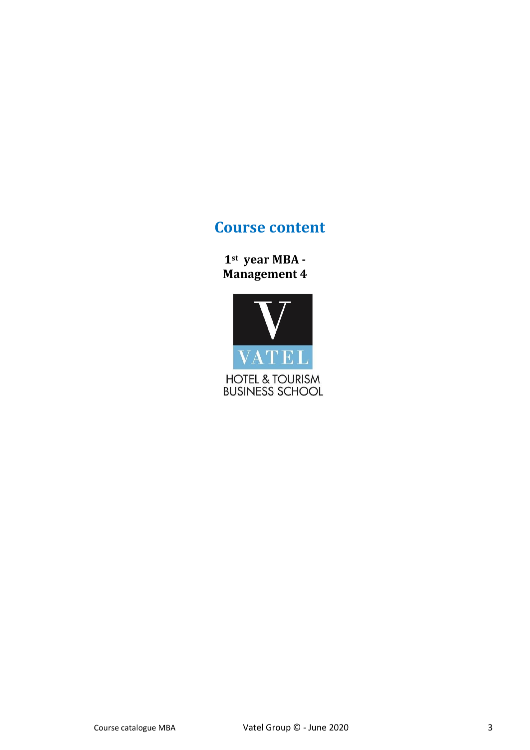# Course content

**1st year MBA - Management 4**

VATEL

HOTEL & TOURISM BUSINESS SCHOOL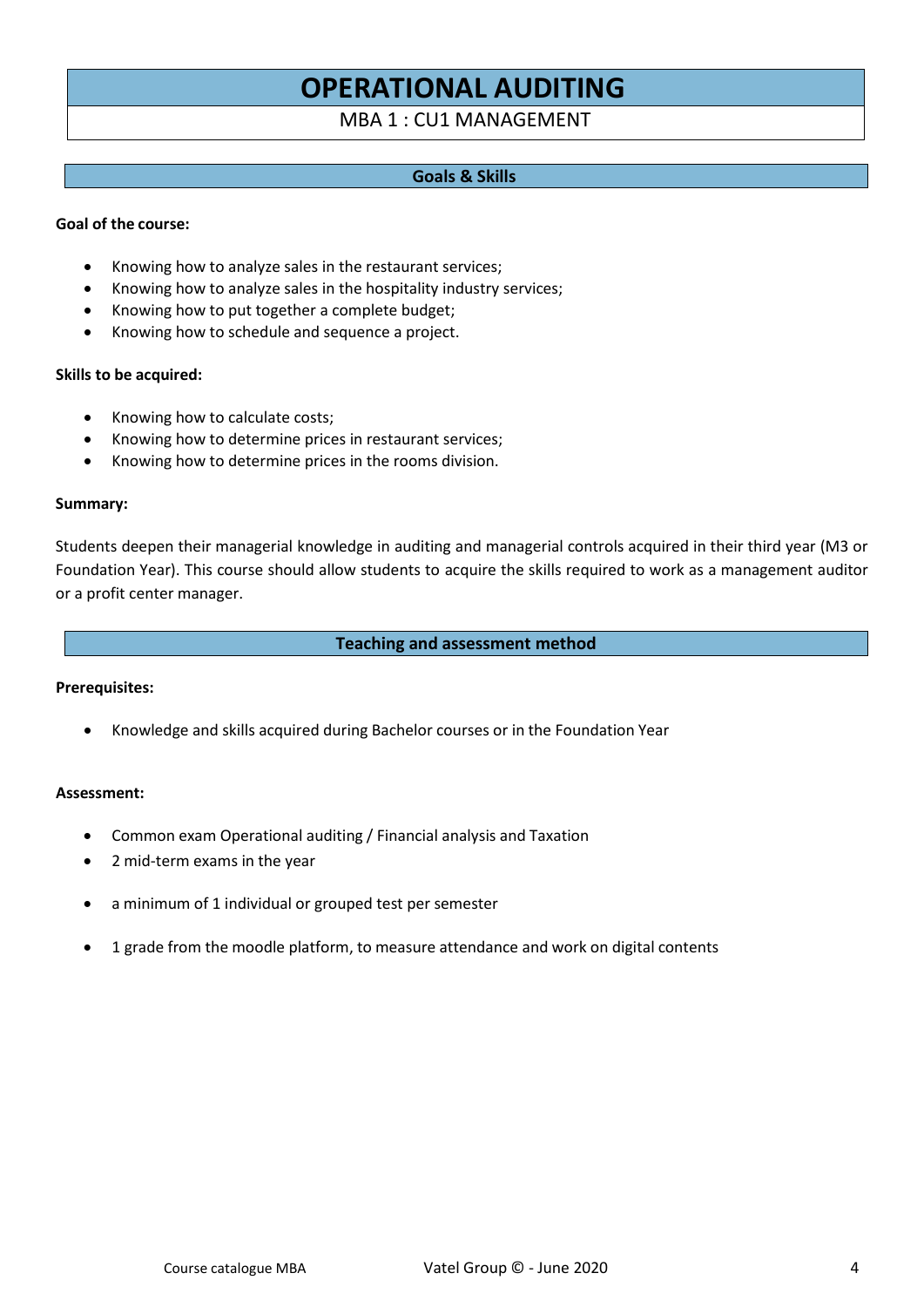# OPERATIONAL AUDITING

MBA 1 : CU1 MANAGEMENT

## Goals & Skills

**Goal of the course:**

- Knowing how to analyze sales in the restaurant services;
- Knowing how to analyze sales in the hospitality industry services;
- Knowing how to put together a complete budget;
- Knowing how to schedule and sequence a project.

**Skills to be acquired:**

- Knowing how to calculate costs;
- Knowing how to determine prices in restaurant services;
- Knowing how to determine prices in the rooms division.

**Summary:**

Students deepen their managerial knowledge in auditing and managerial controls acquired in their third year (M3 or Foundation Year). This course should allow students to acquire the skills required to work as a management auditor or a profit center manager.

## Teaching and assessment method

**Prerequisites:**

- Knowledge and skills acquired during Bachelor courses or in the Foundation Year

**Assessment:**

- Common exam Operational auditing / Financial analysis and Taxation
- 2 mid-term exams in the year
- a minimum of 1 individual or grouped test per semester
- 1 grade from the moodle platform, to measure attendance and work on digital contents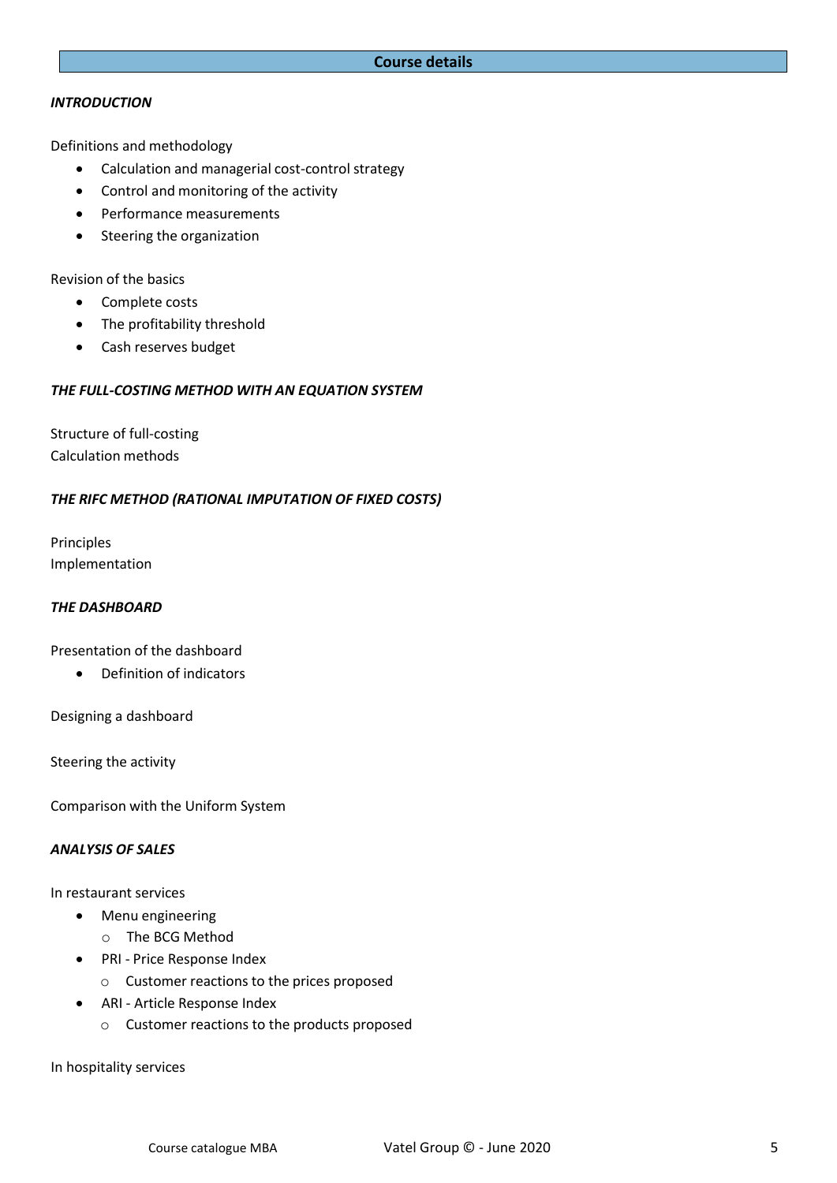## Course details

### *INTRODUCTION*

Definitions and methodology

- Calculation and managerial cost-control strategy
- Control and monitoring of the activity
- Performance measurements
- Steering the organization

Revision of the basics

- Complete costs
- The profitability threshold
- Cash reserves budget

### *THE FULL-COSTING METHOD WITH AN EQUATION SYSTEM*

Structure of full-costing
Calculation methods

### *THE RIFC METHOD (RATIONAL IMPUTATION OF FIXED COSTS)*

Principles
Implementation

### *THE DASHBOARD*

Presentation of the dashboard

- Definition of indicators

Designing a dashboard

Steering the activity

Comparison with the Uniform System

### *ANALYSIS OF SALES*

In restaurant services

- Menu engineering
  - The BCG Method
- PRI - Price Response Index
  - Customer reactions to the prices proposed
- ARI - Article Response Index
  - Customer reactions to the products proposed

In hospitality services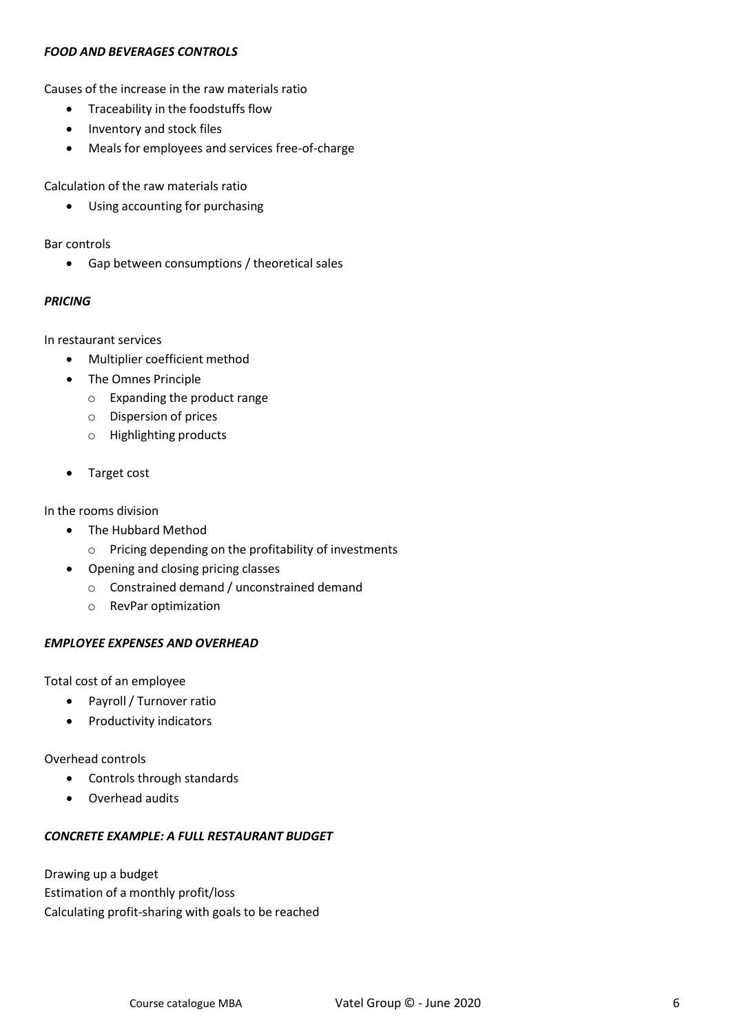***FOOD AND BEVERAGES CONTROLS***

Causes of the increase in the raw materials ratio

- Traceability in the foodstuffs flow
- Inventory and stock files
- Meals for employees and services free-of-charge

Calculation of the raw materials ratio

- Using accounting for purchasing

Bar controls

- Gap between consumptions / theoretical sales

***PRICING***

In restaurant services

- Multiplier coefficient method
- The Omnes Principle
  - Expanding the product range
  - Dispersion of prices
  - Highlighting products
- Target cost

In the rooms division

- The Hubbard Method
  - Pricing depending on the profitability of investments
- Opening and closing pricing classes
  - Constrained demand / unconstrained demand
  - RevPar optimization

***EMPLOYEE EXPENSES AND OVERHEAD***

Total cost of an employee

- Payroll / Turnover ratio
- Productivity indicators

Overhead controls

- Controls through standards
- Overhead audits

***CONCRETE EXAMPLE: A FULL RESTAURANT BUDGET***

Drawing up a budget
Estimation of a monthly profit/loss
Calculating profit-sharing with goals to be reached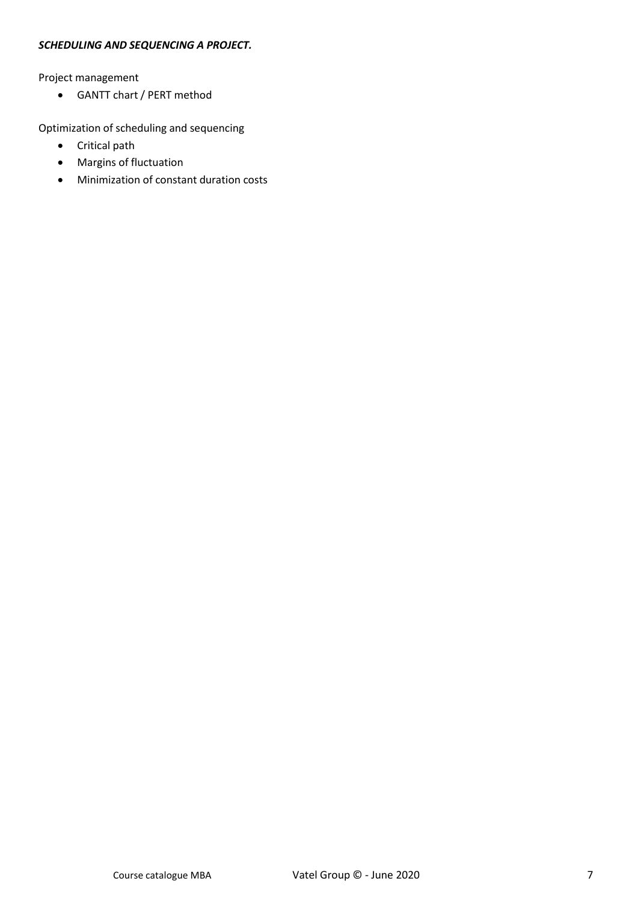***SCHEDULING AND SEQUENCING A PROJECT.***

Project management

- GANTT chart / PERT method

Optimization of scheduling and sequencing

- Critical path
- Margins of fluctuation
- Minimization of constant duration costs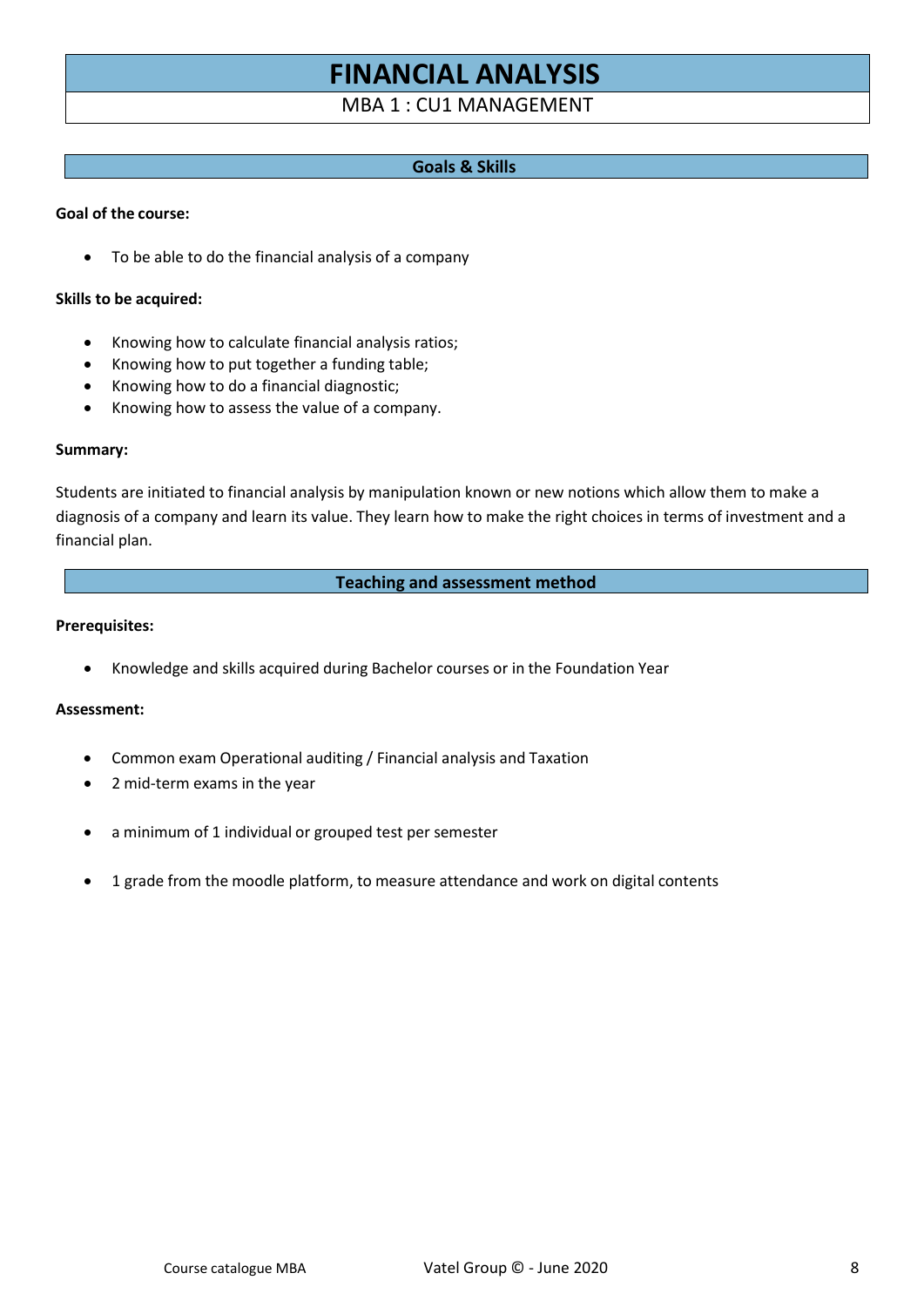# FINANCIAL ANALYSIS

MBA 1 : CU1 MANAGEMENT

## Goals & Skills

**Goal of the course:**

- To be able to do the financial analysis of a company

**Skills to be acquired:**

- Knowing how to calculate financial analysis ratios;
- Knowing how to put together a funding table;
- Knowing how to do a financial diagnostic;
- Knowing how to assess the value of a company.

**Summary:**

Students are initiated to financial analysis by manipulation known or new notions which allow them to make a diagnosis of a company and learn its value. They learn how to make the right choices in terms of investment and a financial plan.

## Teaching and assessment method

**Prerequisites:**

- Knowledge and skills acquired during Bachelor courses or in the Foundation Year

**Assessment:**

- Common exam Operational auditing / Financial analysis and Taxation
- 2 mid-term exams in the year
- a minimum of 1 individual or grouped test per semester
- 1 grade from the moodle platform, to measure attendance and work on digital contents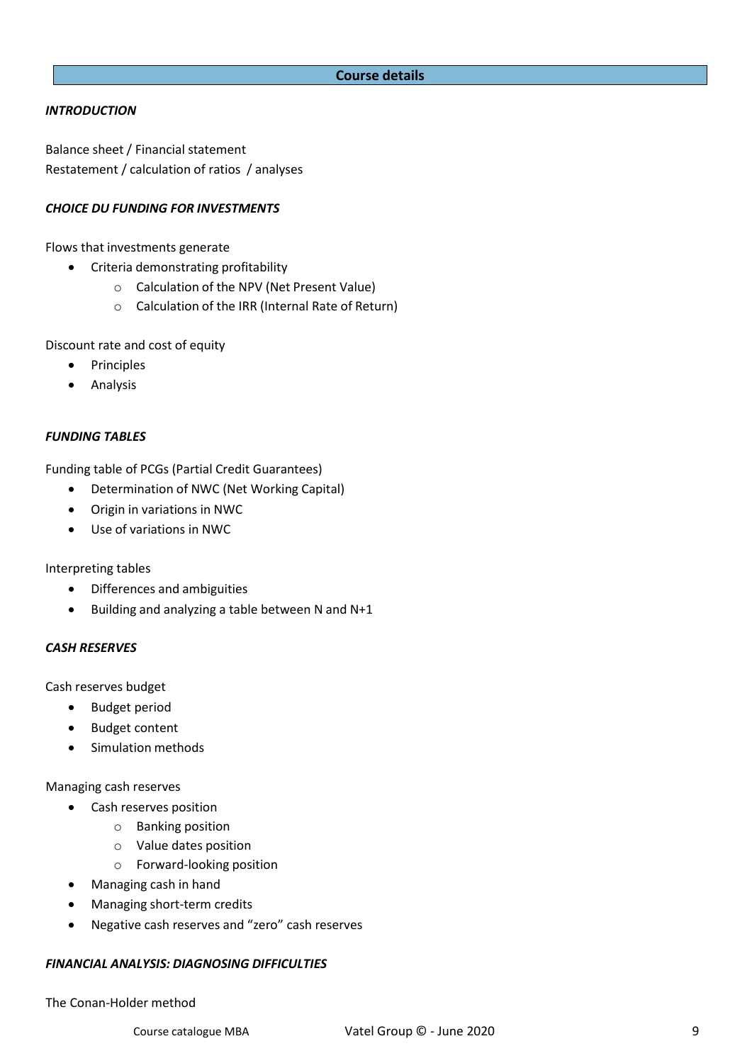## Course details

***INTRODUCTION***

Balance sheet / Financial statement
Restatement / calculation of ratios / analyses

***CHOICE DU FUNDING FOR INVESTMENTS***

Flows that investments generate

- Criteria demonstrating profitability
  - Calculation of the NPV (Net Present Value)
  - Calculation of the IRR (Internal Rate of Return)

Discount rate and cost of equity

- Principles
- Analysis

***FUNDING TABLES***

Funding table of PCGs (Partial Credit Guarantees)

- Determination of NWC (Net Working Capital)
- Origin in variations in NWC
- Use of variations in NWC

Interpreting tables

- Differences and ambiguities
- Building and analyzing a table between N and N+1

***CASH RESERVES***

Cash reserves budget

- Budget period
- Budget content
- Simulation methods

Managing cash reserves

- Cash reserves position
  - Banking position
  - Value dates position
  - Forward-looking position
- Managing cash in hand
- Managing short-term credits
- Negative cash reserves and "zero" cash reserves

***FINANCIAL ANALYSIS: DIAGNOSING DIFFICULTIES***

The Conan-Holder method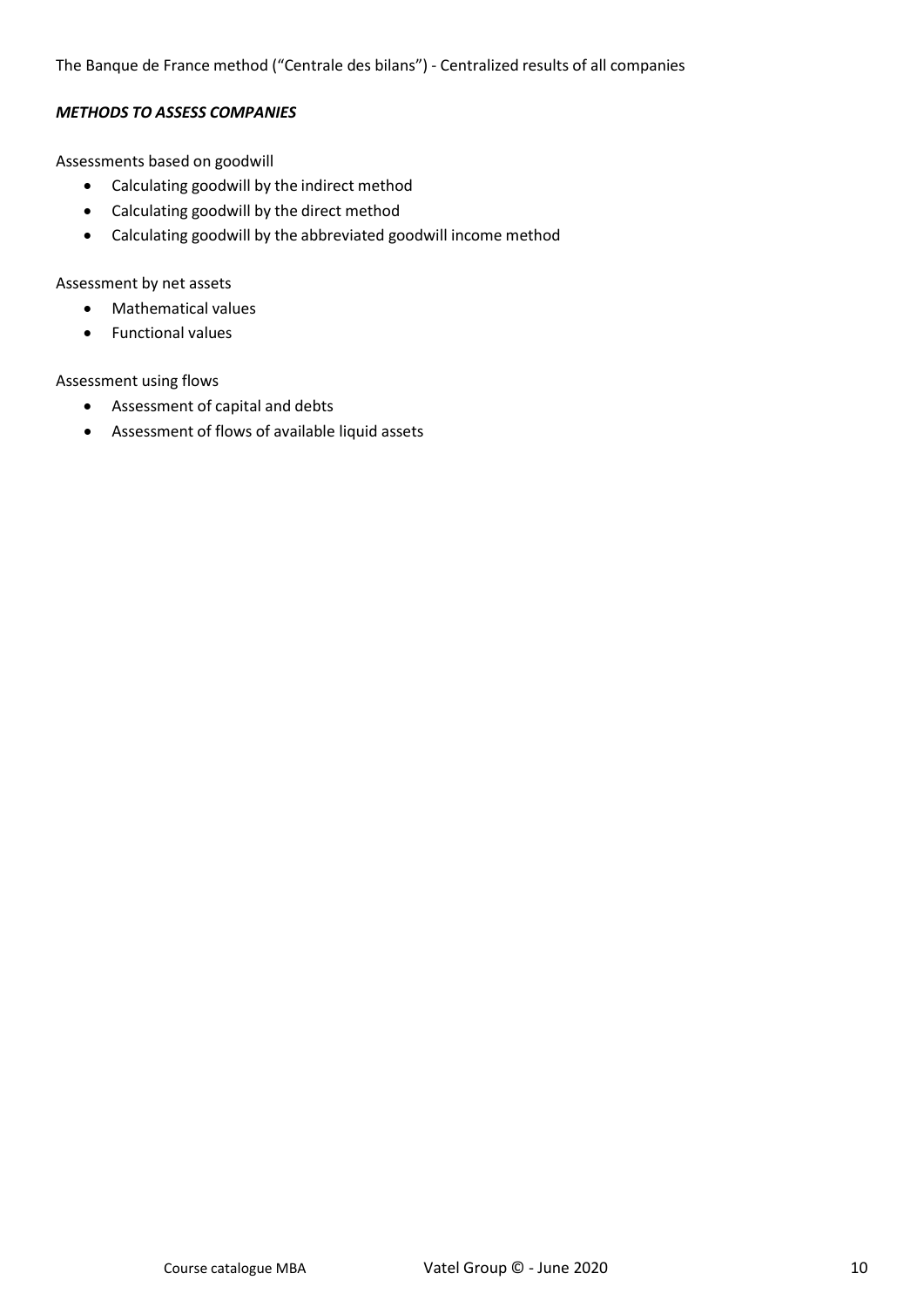The Banque de France method ("Centrale des bilans") - Centralized results of all companies

***METHODS TO ASSESS COMPANIES***

Assessments based on goodwill

- Calculating goodwill by the indirect method
- Calculating goodwill by the direct method
- Calculating goodwill by the abbreviated goodwill income method

Assessment by net assets

- Mathematical values
- Functional values

Assessment using flows

- Assessment of capital and debts
- Assessment of flows of available liquid assets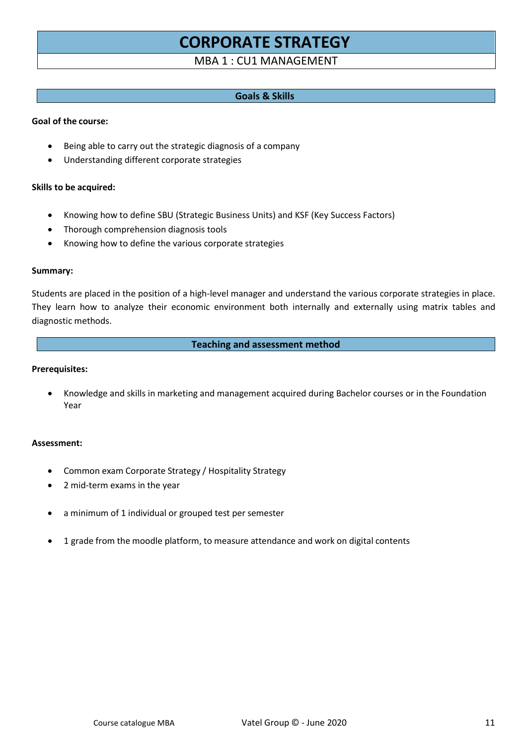# CORPORATE STRATEGY

MBA 1 : CU1 MANAGEMENT

## Goals & Skills

**Goal of the course:**

- Being able to carry out the strategic diagnosis of a company
- Understanding different corporate strategies

**Skills to be acquired:**

- Knowing how to define SBU (Strategic Business Units) and KSF (Key Success Factors)
- Thorough comprehension diagnosis tools
- Knowing how to define the various corporate strategies

**Summary:**

Students are placed in the position of a high-level manager and understand the various corporate strategies in place. They learn how to analyze their economic environment both internally and externally using matrix tables and diagnostic methods.

## Teaching and assessment method

**Prerequisites:**

- Knowledge and skills in marketing and management acquired during Bachelor courses or in the Foundation Year

**Assessment:**

- Common exam Corporate Strategy / Hospitality Strategy
- 2 mid-term exams in the year
- a minimum of 1 individual or grouped test per semester
- 1 grade from the moodle platform, to measure attendance and work on digital contents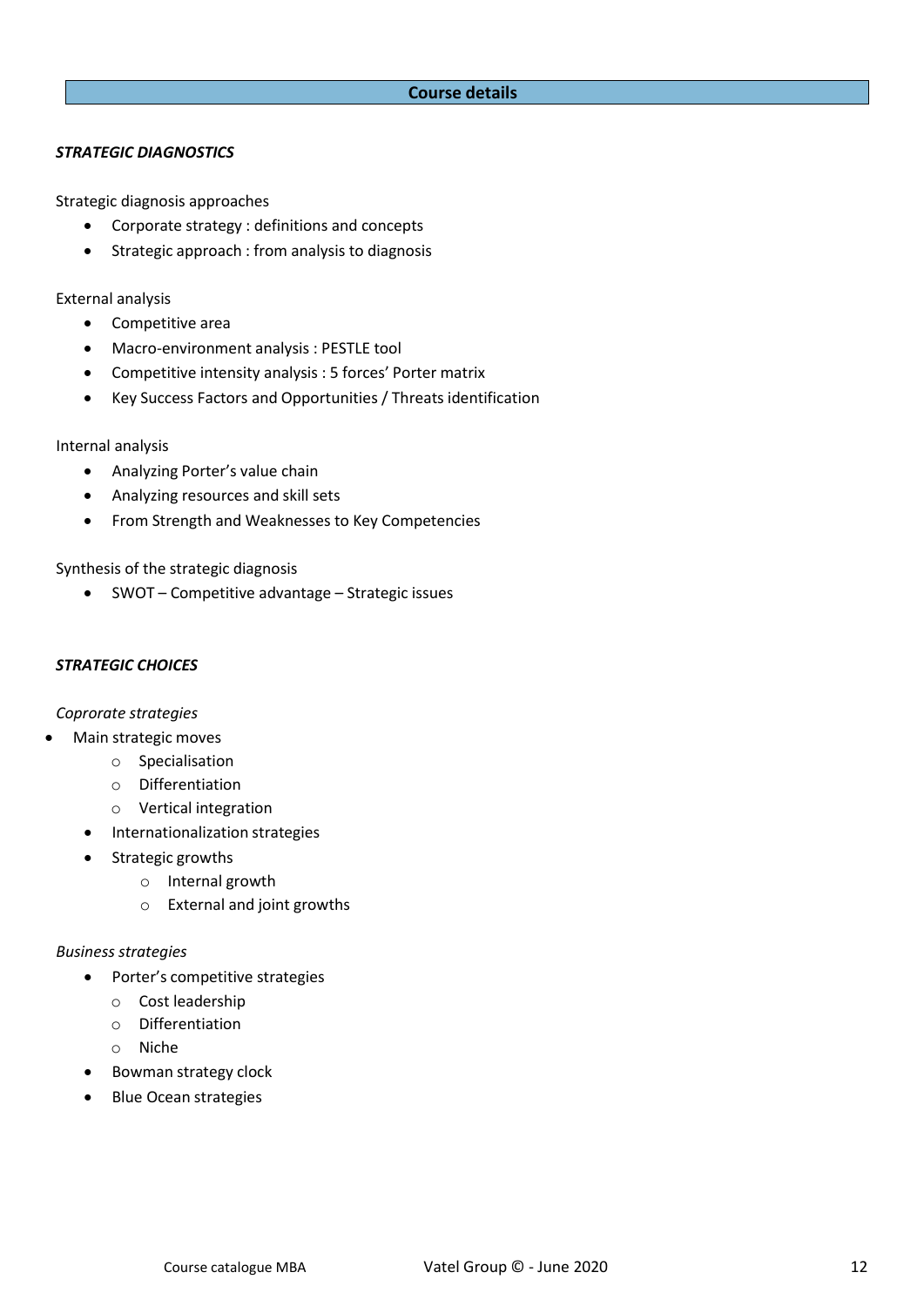## Course details

***STRATEGIC DIAGNOSTICS***

Strategic diagnosis approaches

- Corporate strategy : definitions and concepts
- Strategic approach : from analysis to diagnosis

External analysis

- Competitive area
- Macro-environment analysis : PESTLE tool
- Competitive intensity analysis : 5 forces' Porter matrix
- Key Success Factors and Opportunities / Threats identification

Internal analysis

- Analyzing Porter's value chain
- Analyzing resources and skill sets
- From Strength and Weaknesses to Key Competencies

Synthesis of the strategic diagnosis

- SWOT – Competitive advantage – Strategic issues

***STRATEGIC CHOICES***

*Coprorate strategies*

- Main strategic moves
  - Specialisation
  - Differentiation
  - Vertical integration
- Internationalization strategies
- Strategic growths
  - Internal growth
  - External and joint growths

*Business strategies*

- Porter's competitive strategies
  - Cost leadership
  - Differentiation
  - Niche
- Bowman strategy clock
- Blue Ocean strategies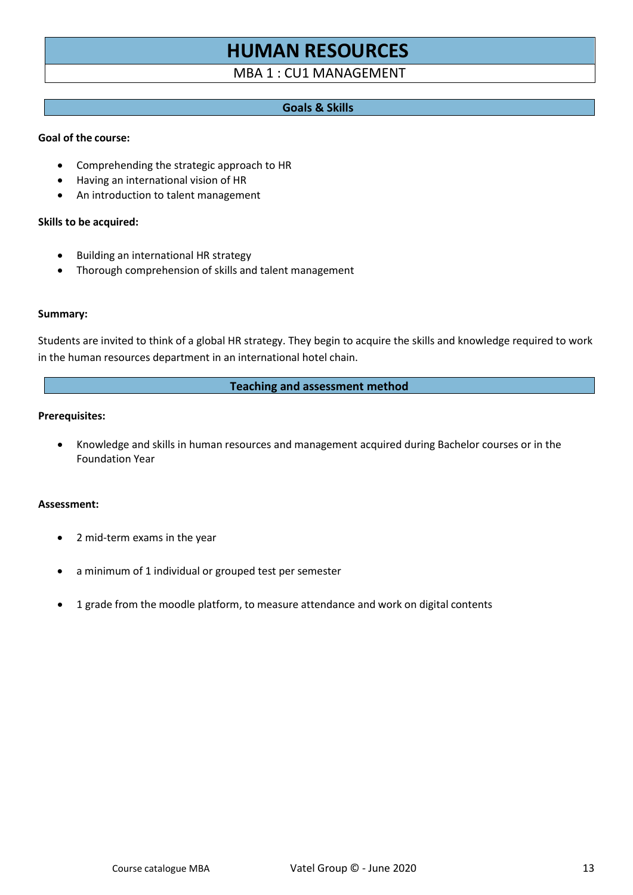# HUMAN RESOURCES

MBA 1 : CU1 MANAGEMENT

## Goals & Skills

**Goal of the course:**

- Comprehending the strategic approach to HR
- Having an international vision of HR
- An introduction to talent management

**Skills to be acquired:**

- Building an international HR strategy
- Thorough comprehension of skills and talent management

**Summary:**

Students are invited to think of a global HR strategy. They begin to acquire the skills and knowledge required to work in the human resources department in an international hotel chain.

## Teaching and assessment method

**Prerequisites:**

- Knowledge and skills in human resources and management acquired during Bachelor courses or in the Foundation Year

**Assessment:**

- 2 mid-term exams in the year
- a minimum of 1 individual or grouped test per semester
- 1 grade from the moodle platform, to measure attendance and work on digital contents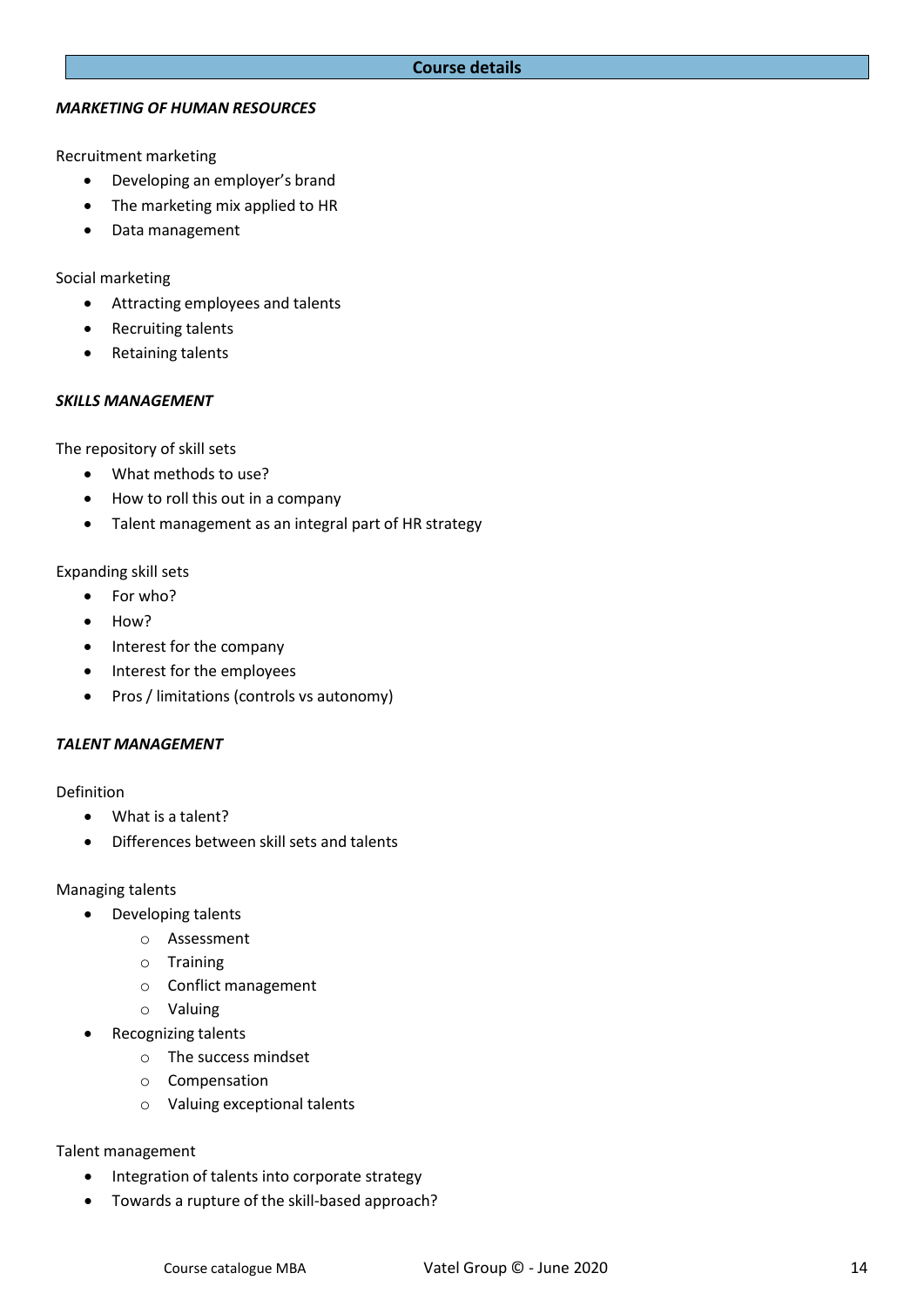## Course details

***MARKETING OF HUMAN RESOURCES***

Recruitment marketing

- Developing an employer's brand
- The marketing mix applied to HR
- Data management

Social marketing

- Attracting employees and talents
- Recruiting talents
- Retaining talents

***SKILLS MANAGEMENT***

The repository of skill sets

- What methods to use?
- How to roll this out in a company
- Talent management as an integral part of HR strategy

Expanding skill sets

- For who?
- How?
- Interest for the company
- Interest for the employees
- Pros / limitations (controls vs autonomy)

***TALENT MANAGEMENT***

Definition

- What is a talent?
- Differences between skill sets and talents

Managing talents

- Developing talents
  - Assessment
  - Training
  - Conflict management
  - Valuing
- Recognizing talents
  - The success mindset
  - Compensation
  - Valuing exceptional talents

Talent management

- Integration of talents into corporate strategy
- Towards a rupture of the skill-based approach?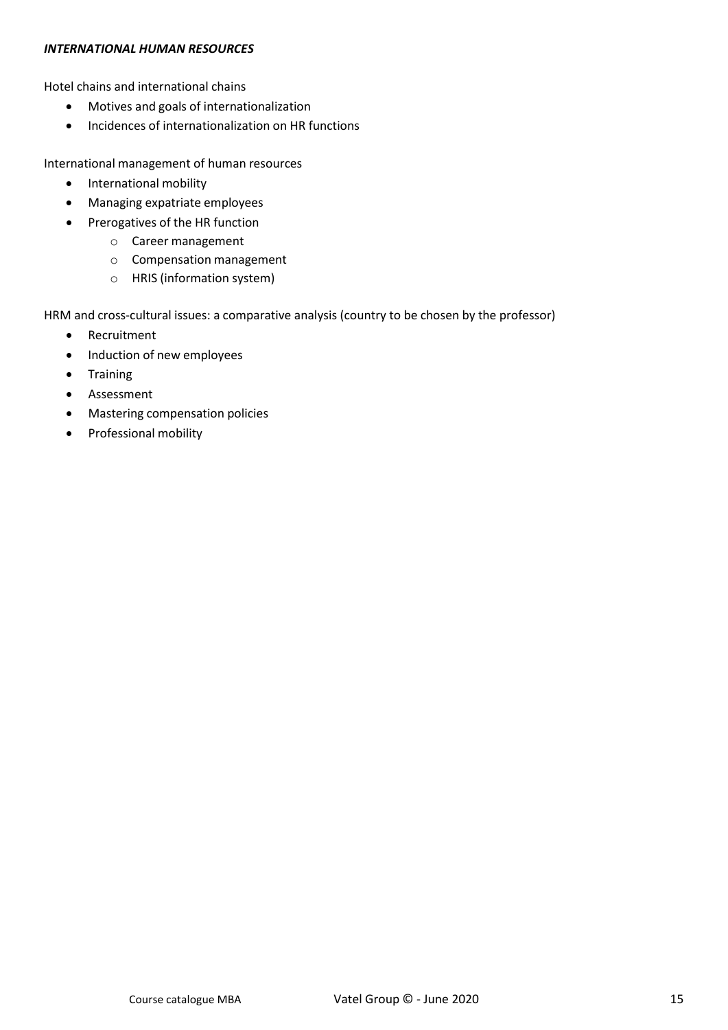***INTERNATIONAL HUMAN RESOURCES***

Hotel chains and international chains

- Motives and goals of internationalization
- Incidences of internationalization on HR functions

International management of human resources

- International mobility
- Managing expatriate employees
- Prerogatives of the HR function
  - Career management
  - Compensation management
  - HRIS (information system)

HRM and cross-cultural issues: a comparative analysis (country to be chosen by the professor)

- Recruitment
- Induction of new employees
- Training
- Assessment
- Mastering compensation policies
- Professional mobility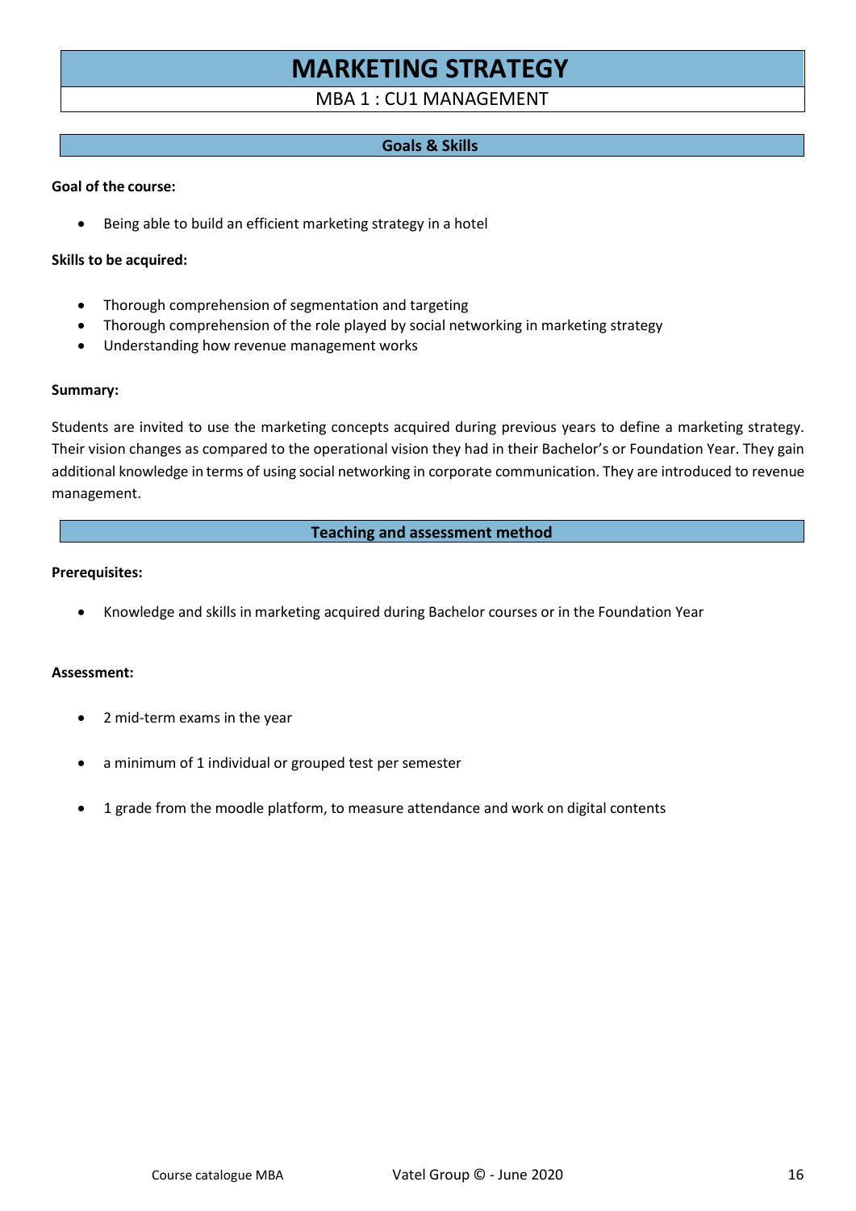# MARKETING STRATEGY

MBA 1 : CU1 MANAGEMENT

## Goals & Skills

**Goal of the course:**

- Being able to build an efficient marketing strategy in a hotel

**Skills to be acquired:**

- Thorough comprehension of segmentation and targeting
- Thorough comprehension of the role played by social networking in marketing strategy
- Understanding how revenue management works

**Summary:**

Students are invited to use the marketing concepts acquired during previous years to define a marketing strategy. Their vision changes as compared to the operational vision they had in their Bachelor's or Foundation Year. They gain additional knowledge in terms of using social networking in corporate communication. They are introduced to revenue management.

## Teaching and assessment method

**Prerequisites:**

- Knowledge and skills in marketing acquired during Bachelor courses or in the Foundation Year

**Assessment:**

- 2 mid-term exams in the year
- a minimum of 1 individual or grouped test per semester
- 1 grade from the moodle platform, to measure attendance and work on digital contents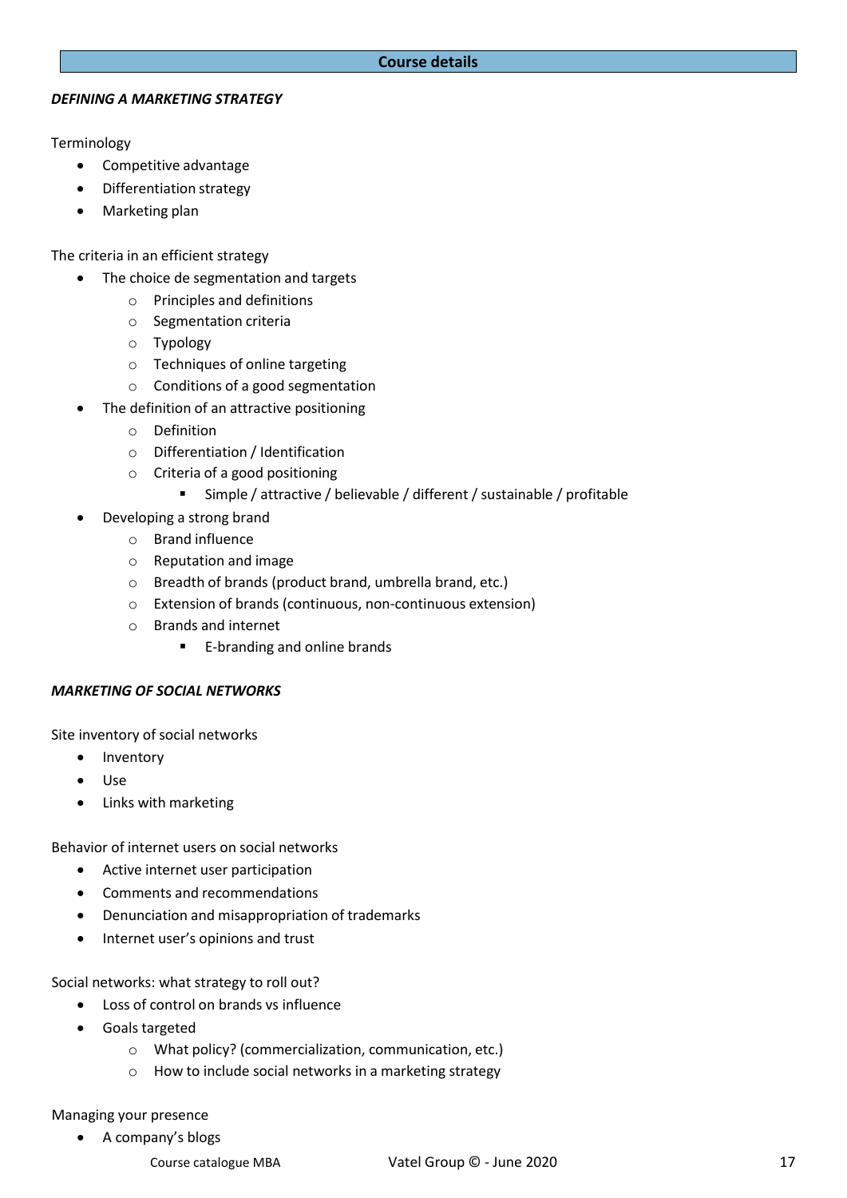## Course details

***DEFINING A MARKETING STRATEGY***

Terminology

- Competitive advantage
- Differentiation strategy
- Marketing plan

The criteria in an efficient strategy

- The choice de segmentation and targets
  - Principles and definitions
  - Segmentation criteria
  - Typology
  - Techniques of online targeting
  - Conditions of a good segmentation
- The definition of an attractive positioning
  - Definition
  - Differentiation / Identification
  - Criteria of a good positioning
    - Simple / attractive / believable / different / sustainable / profitable
- Developing a strong brand
  - Brand influence
  - Reputation and image
  - Breadth of brands (product brand, umbrella brand, etc.)
  - Extension of brands (continuous, non-continuous extension)
  - Brands and internet
    - E-branding and online brands

***MARKETING OF SOCIAL NETWORKS***

Site inventory of social networks

- Inventory
- Use
- Links with marketing

Behavior of internet users on social networks

- Active internet user participation
- Comments and recommendations
- Denunciation and misappropriation of trademarks
- Internet user's opinions and trust

Social networks: what strategy to roll out?

- Loss of control on brands vs influence
- Goals targeted
  - What policy? (commercialization, communication, etc.)
  - How to include social networks in a marketing strategy

Managing your presence

- A company's blogs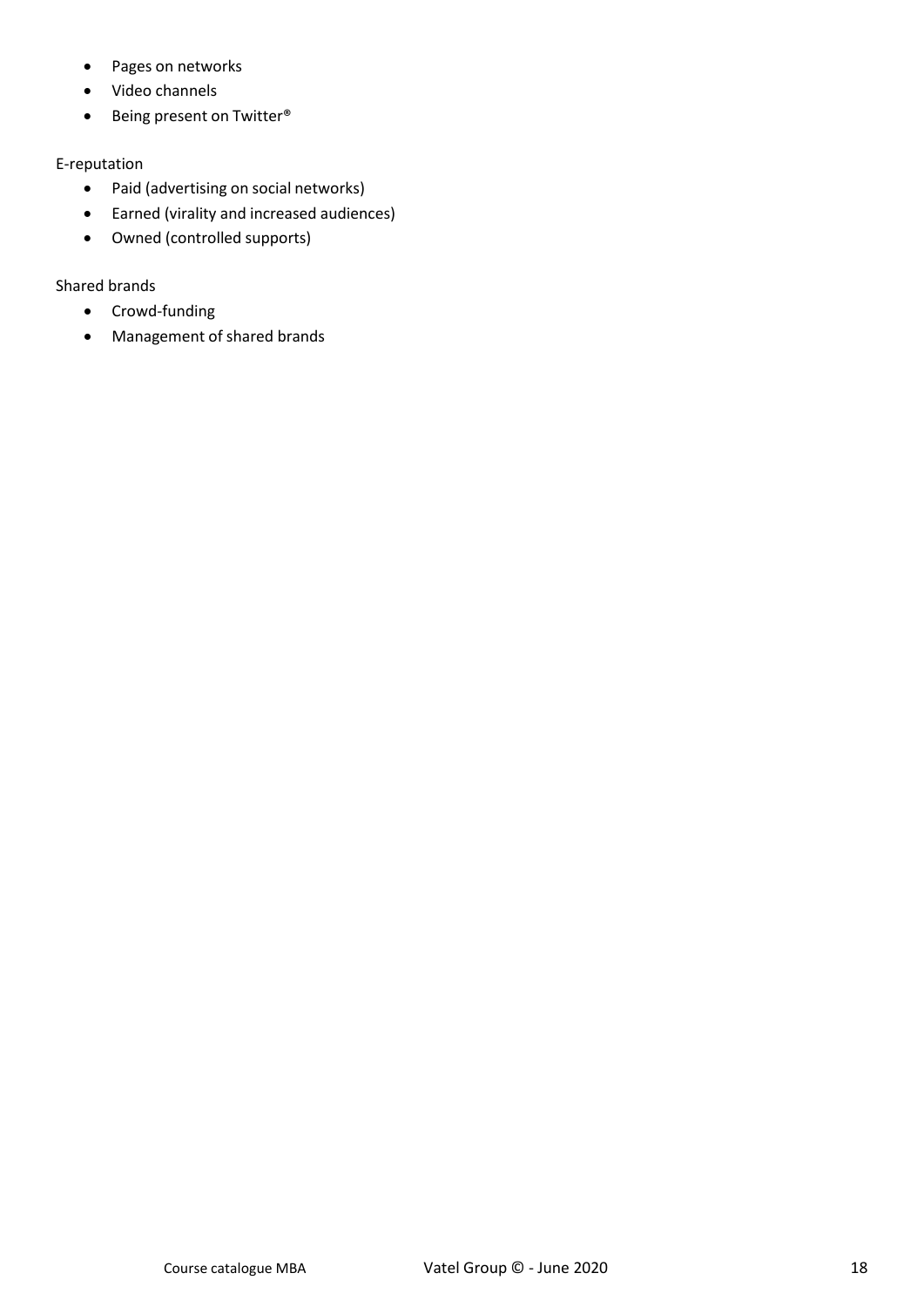- Pages on networks
- Video channels
- Being present on Twitter®

E-reputation

- Paid (advertising on social networks)
- Earned (virality and increased audiences)
- Owned (controlled supports)

Shared brands

- Crowd-funding
- Management of shared brands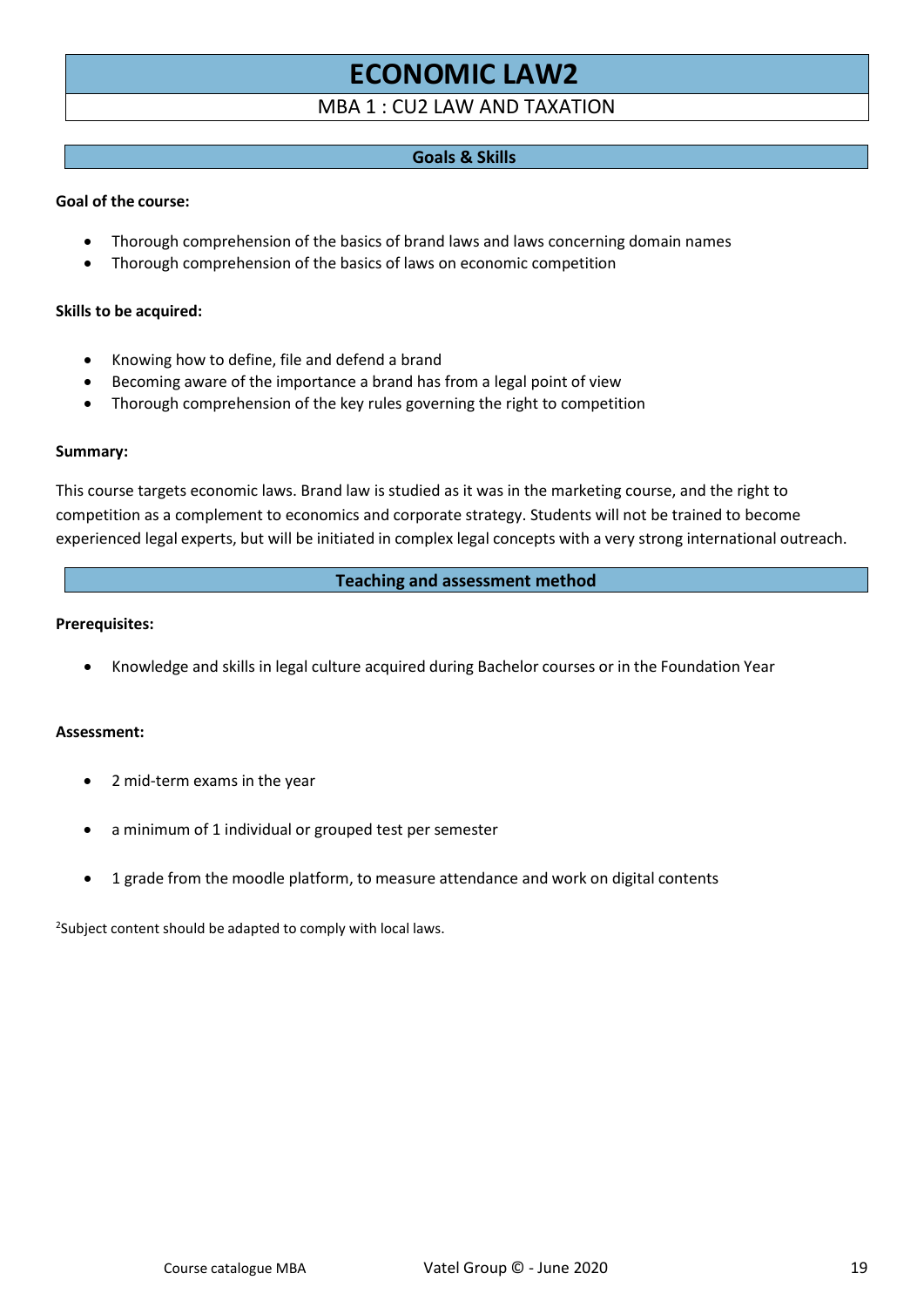# ECONOMIC LAW[2]

MBA 1 : CU2 LAW AND TAXATION

## Goals & Skills

**Goal of the course:**

- Thorough comprehension of the basics of brand laws and laws concerning domain names
- Thorough comprehension of the basics of laws on economic competition

**Skills to be acquired:**

- Knowing how to define, file and defend a brand
- Becoming aware of the importance a brand has from a legal point of view
- Thorough comprehension of the key rules governing the right to competition

**Summary:**

This course targets economic laws. Brand law is studied as it was in the marketing course, and the right to competition as a complement to economics and corporate strategy. Students will not be trained to become experienced legal experts, but will be initiated in complex legal concepts with a very strong international outreach.

## Teaching and assessment method

**Prerequisites:**

- Knowledge and skills in legal culture acquired during Bachelor courses or in the Foundation Year

**Assessment:**

- 2 mid-term exams in the year
- a minimum of 1 individual or grouped test per semester
- 1 grade from the moodle platform, to measure attendance and work on digital contents

[2]Subject content should be adapted to comply with local laws.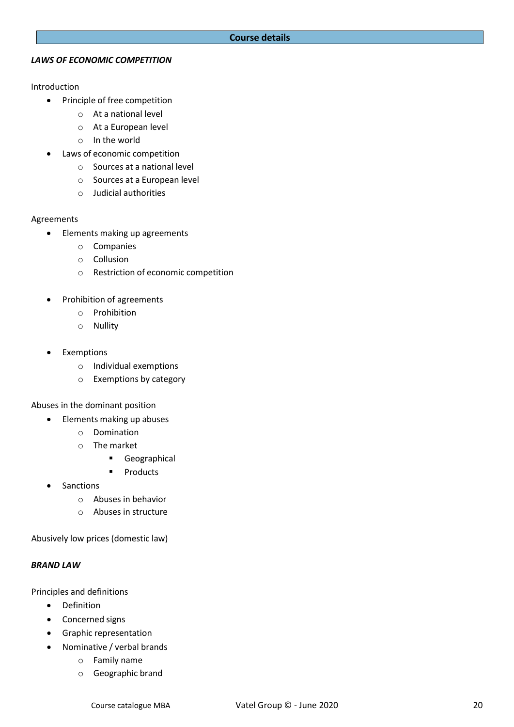## Course details

***LAWS OF ECONOMIC COMPETITION***

Introduction

- Principle of free competition
  - At a national level
  - At a European level
  - In the world
- Laws of economic competition
  - Sources at a national level
  - Sources at a European level
  - Judicial authorities

Agreements

- Elements making up agreements
  - Companies
  - Collusion
  - Restriction of economic competition
- Prohibition of agreements
  - Prohibition
  - Nullity
- Exemptions
  - Individual exemptions
  - Exemptions by category

Abuses in the dominant position

- Elements making up abuses
  - Domination
  - The market
    - Geographical
    - Products
- Sanctions
  - Abuses in behavior
  - Abuses in structure

Abusively low prices (domestic law)

***BRAND LAW***

Principles and definitions

- Definition
- Concerned signs
- Graphic representation
- Nominative / verbal brands
  - Family name
  - Geographic brand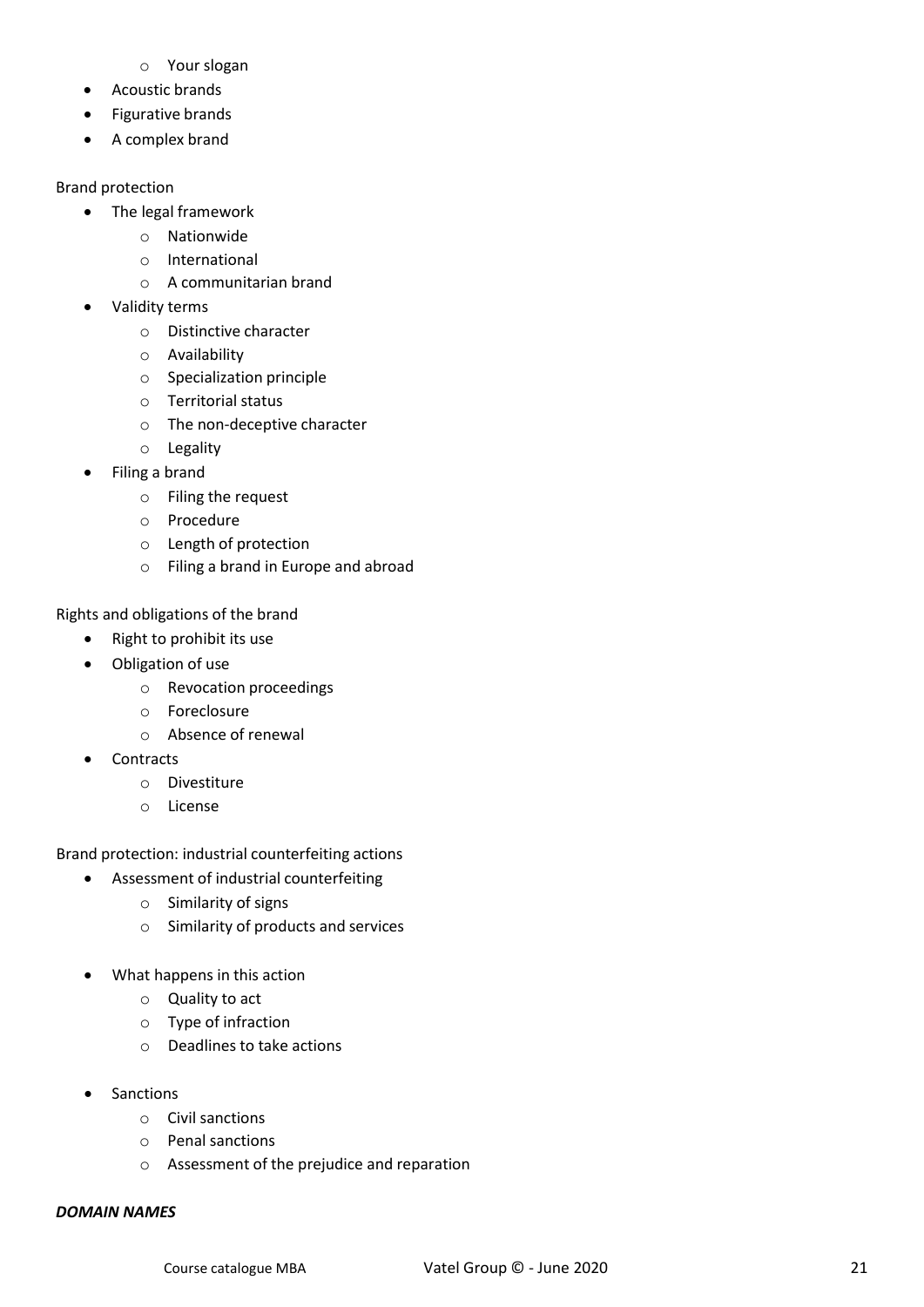- Your slogan
- Acoustic brands
- Figurative brands
- A complex brand

Brand protection

- The legal framework
    - Nationwide
    - International
    - A communitarian brand
- Validity terms
    - Distinctive character
    - Availability
    - Specialization principle
    - Territorial status
    - The non-deceptive character
    - Legality
- Filing a brand
    - Filing the request
    - Procedure
    - Length of protection
    - Filing a brand in Europe and abroad

Rights and obligations of the brand

- Right to prohibit its use
- Obligation of use
    - Revocation proceedings
    - Foreclosure
    - Absence of renewal
- Contracts
    - Divestiture
    - License

Brand protection: industrial counterfeiting actions

- Assessment of industrial counterfeiting
    - Similarity of signs
    - Similarity of products and services
- What happens in this action
    - Quality to act
    - Type of infraction
    - Deadlines to take actions
- Sanctions
    - Civil sanctions
    - Penal sanctions
    - Assessment of the prejudice and reparation

***DOMAIN NAMES***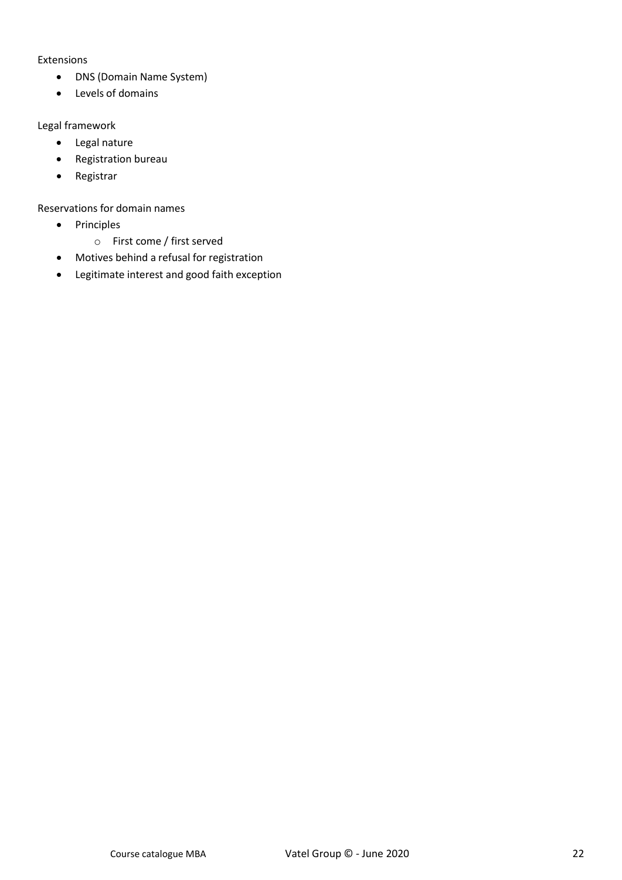Extensions

- DNS (Domain Name System)
- Levels of domains

Legal framework

- Legal nature
- Registration bureau
- Registrar

Reservations for domain names

- Principles
  - First come / first served
- Motives behind a refusal for registration
- Legitimate interest and good faith exception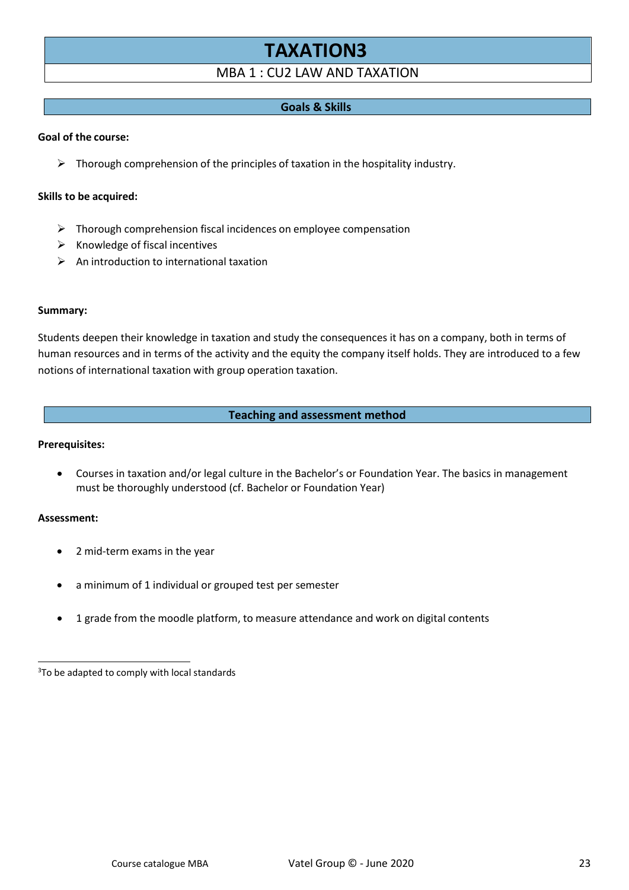# TAXATION[3]

MBA 1 : CU2 LAW AND TAXATION

## Goals & Skills

**Goal of the course:**

- Thorough comprehension of the principles of taxation in the hospitality industry.

**Skills to be acquired:**

- Thorough comprehension fiscal incidences on employee compensation
- Knowledge of fiscal incentives
- An introduction to international taxation

**Summary:**

Students deepen their knowledge in taxation and study the consequences it has on a company, both in terms of human resources and in terms of the activity and the equity the company itself holds. They are introduced to a few notions of international taxation with group operation taxation.

## Teaching and assessment method

**Prerequisites:**

- Courses in taxation and/or legal culture in the Bachelor's or Foundation Year. The basics in management must be thoroughly understood (cf. Bachelor or Foundation Year)

**Assessment:**

- 2 mid-term exams in the year
- a minimum of 1 individual or grouped test per semester
- 1 grade from the moodle platform, to measure attendance and work on digital contents

---

[3] To be adapted to comply with local standards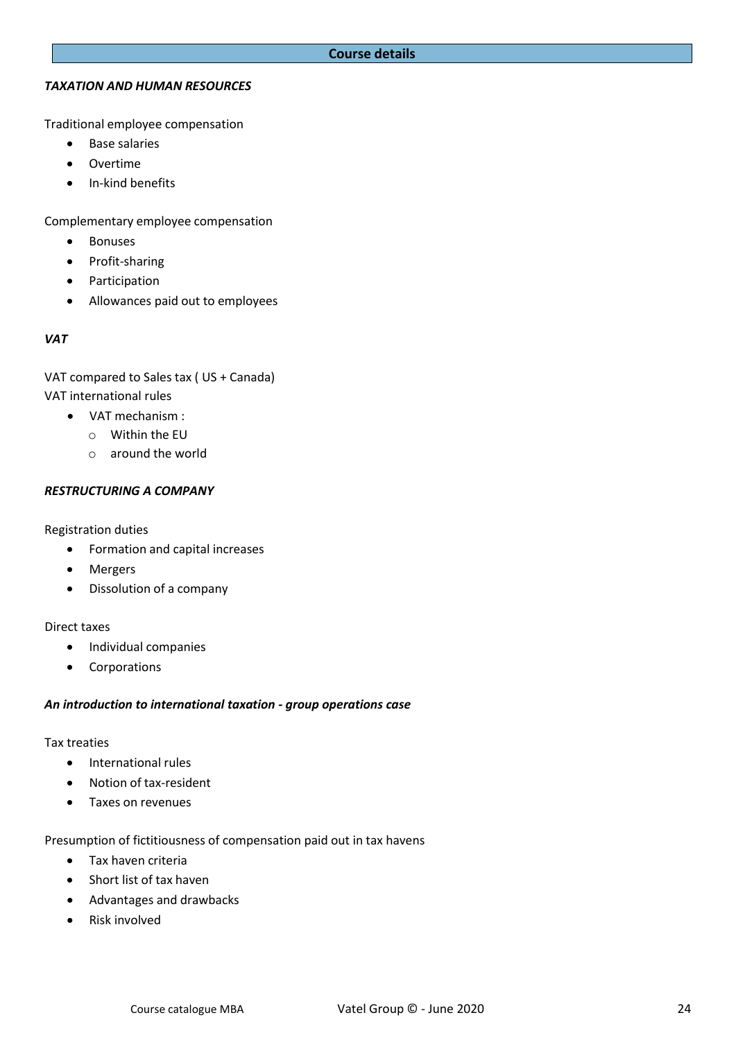## Course details

### ***TAXATION AND HUMAN RESOURCES***

Traditional employee compensation

- Base salaries
- Overtime
- In-kind benefits

Complementary employee compensation

- Bonuses
- Profit-sharing
- Participation
- Allowances paid out to employees

### ***VAT***

VAT compared to Sales tax ( US + Canada)
VAT international rules

- VAT mechanism :
  - Within the EU
  - around the world

### ***RESTRUCTURING A COMPANY***

Registration duties

- Formation and capital increases
- Mergers
- Dissolution of a company

Direct taxes

- Individual companies
- Corporations

### ***An introduction to international taxation - group operations case***

Tax treaties

- International rules
- Notion of tax-resident
- Taxes on revenues

Presumption of fictitiousness of compensation paid out in tax havens

- Tax haven criteria
- Short list of tax haven
- Advantages and drawbacks
- Risk involved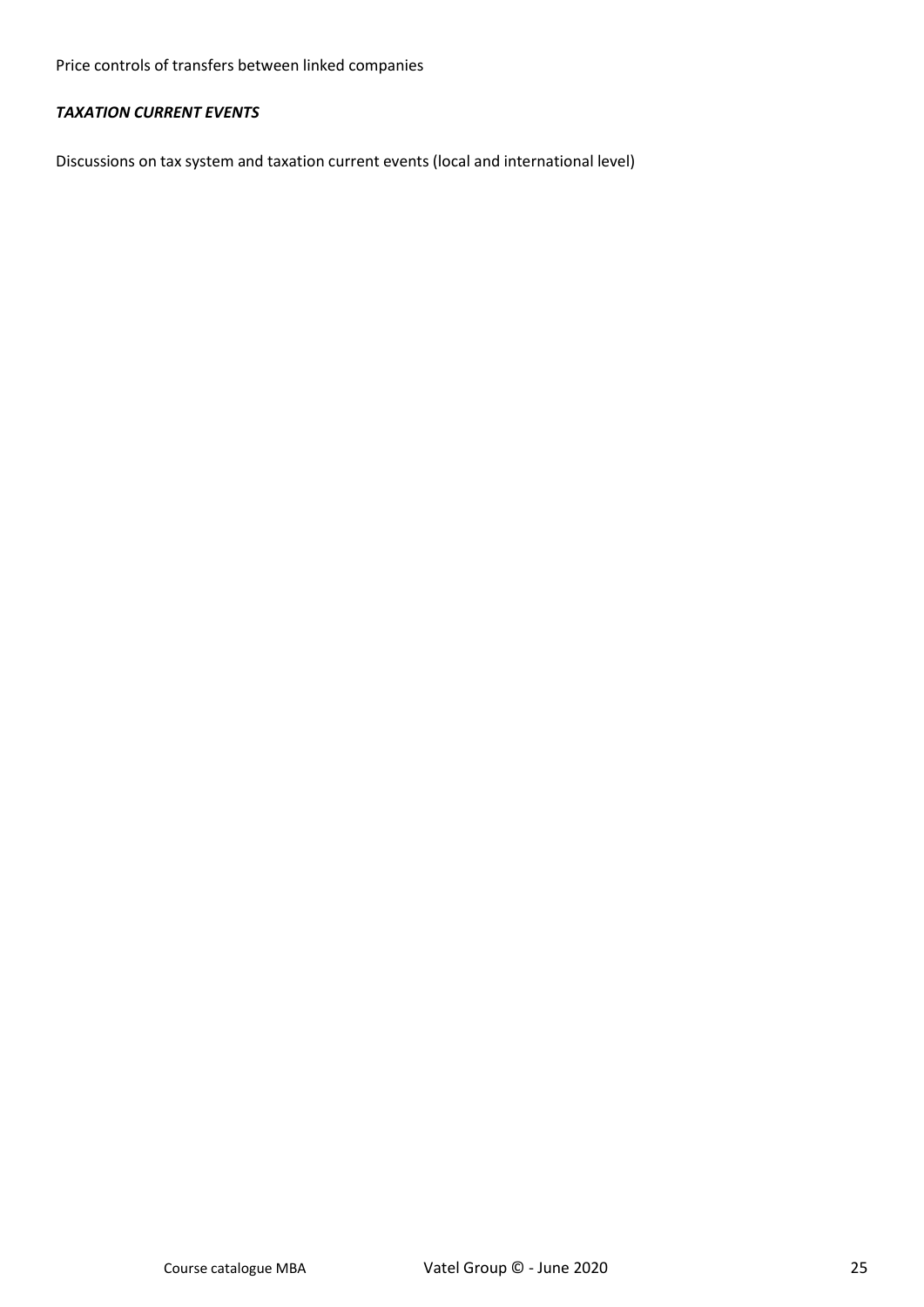Price controls of transfers between linked companies

***TAXATION CURRENT EVENTS***

Discussions on tax system and taxation current events (local and international level)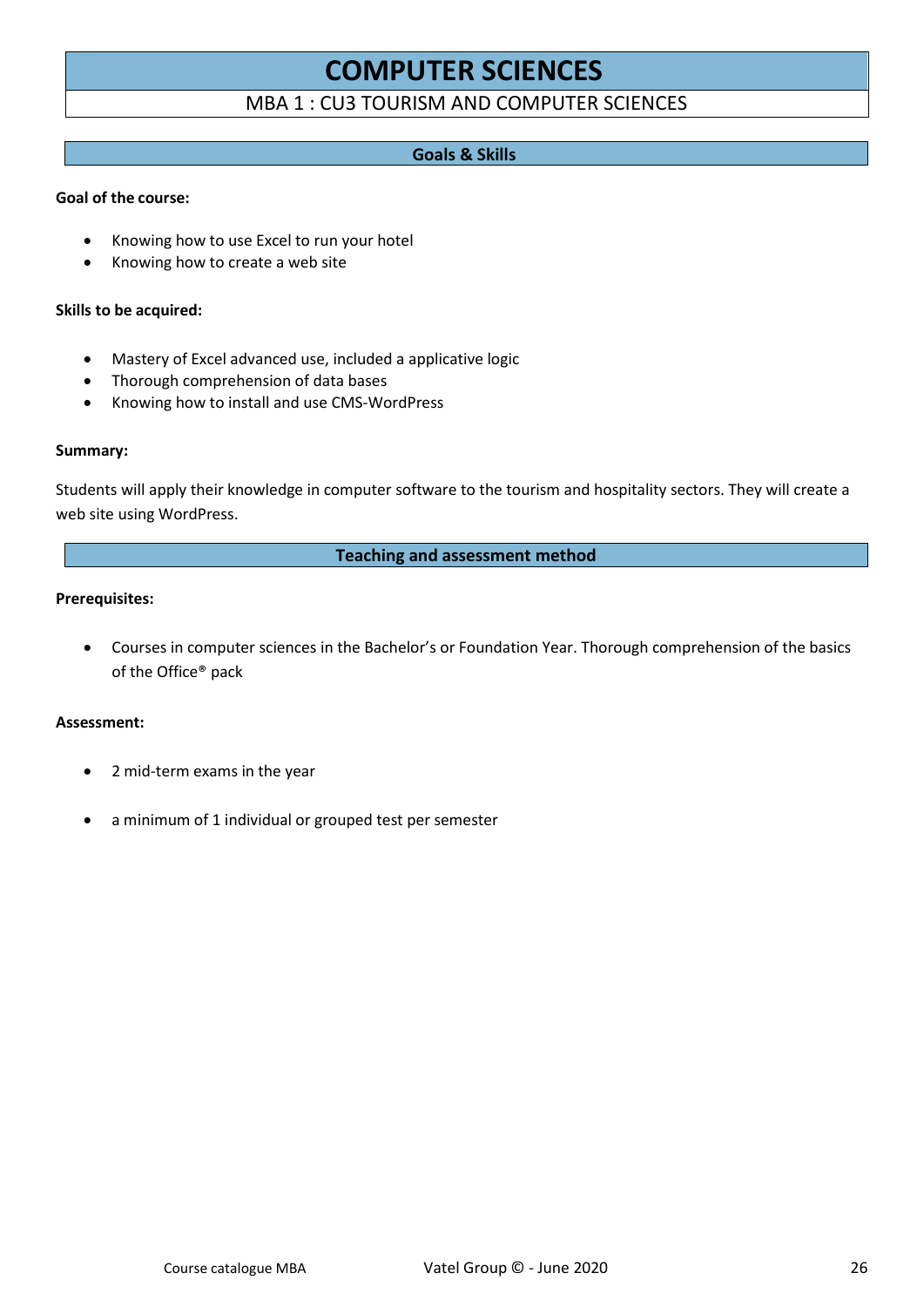# COMPUTER SCIENCES

MBA 1 : CU3 TOURISM AND COMPUTER SCIENCES

## Goals & Skills

**Goal of the course:**

- Knowing how to use Excel to run your hotel
- Knowing how to create a web site

**Skills to be acquired:**

- Mastery of Excel advanced use, included a applicative logic
- Thorough comprehension of data bases
- Knowing how to install and use CMS-WordPress

**Summary:**

Students will apply their knowledge in computer software to the tourism and hospitality sectors. They will create a web site using WordPress.

## Teaching and assessment method

**Prerequisites:**

- Courses in computer sciences in the Bachelor's or Foundation Year. Thorough comprehension of the basics of the Office® pack

**Assessment:**

- 2 mid-term exams in the year
- a minimum of 1 individual or grouped test per semester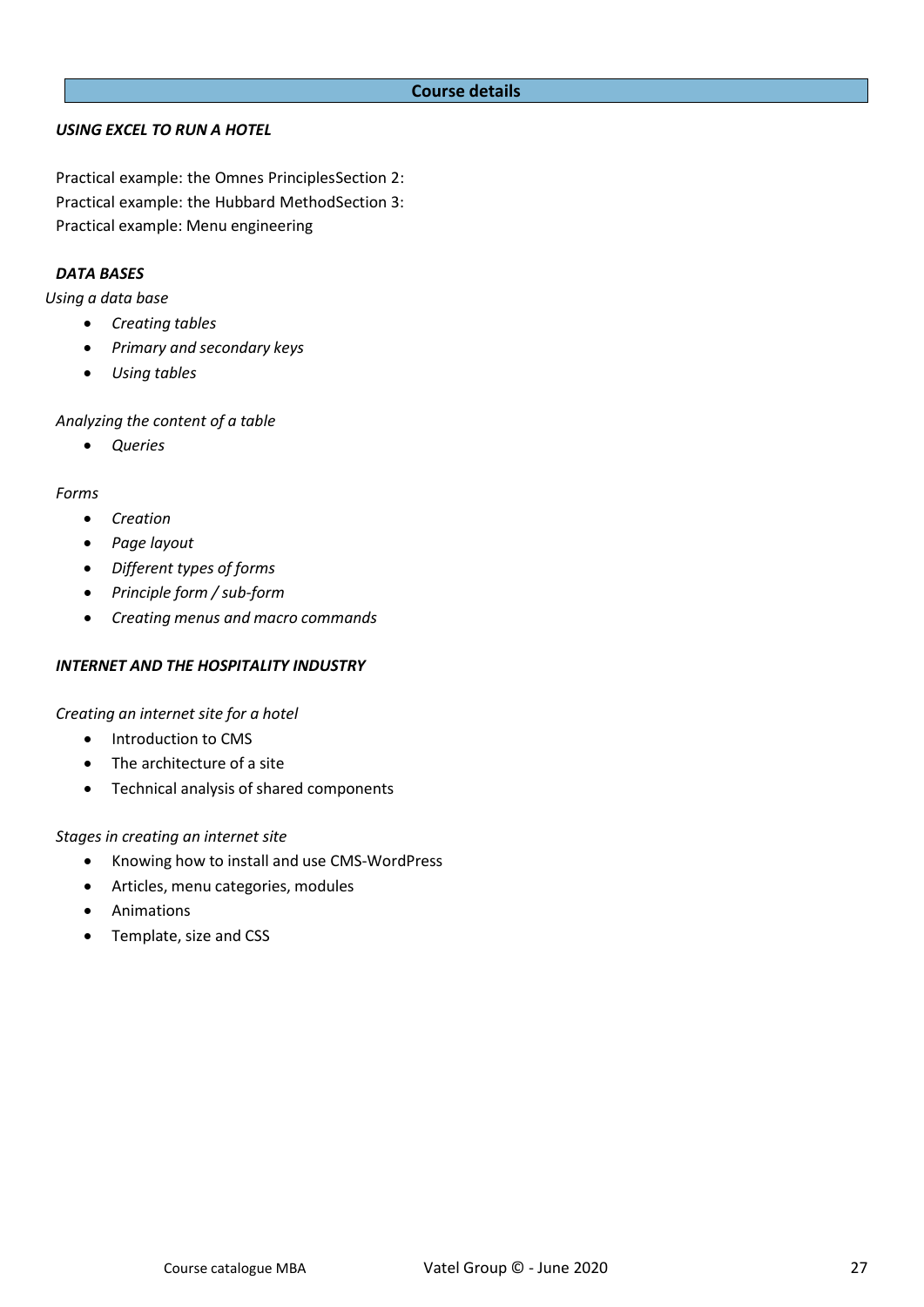## Course details

***USING EXCEL TO RUN A HOTEL***

Practical example: the Omnes PrinciplesSection 2:
Practical example: the Hubbard MethodSection 3:
Practical example: Menu engineering

***DATA BASES***

*Using a data base*

- *Creating tables*
- *Primary and secondary keys*
- *Using tables*

*Analyzing the content of a table*

- *Queries*

*Forms*

- *Creation*
- *Page layout*
- *Different types of forms*
- *Principle form / sub-form*
- *Creating menus and macro commands*

***INTERNET AND THE HOSPITALITY INDUSTRY***

*Creating an internet site for a hotel*

- Introduction to CMS
- The architecture of a site
- Technical analysis of shared components

*Stages in creating an internet site*

- Knowing how to install and use CMS-WordPress
- Articles, menu categories, modules
- Animations
- Template, size and CSS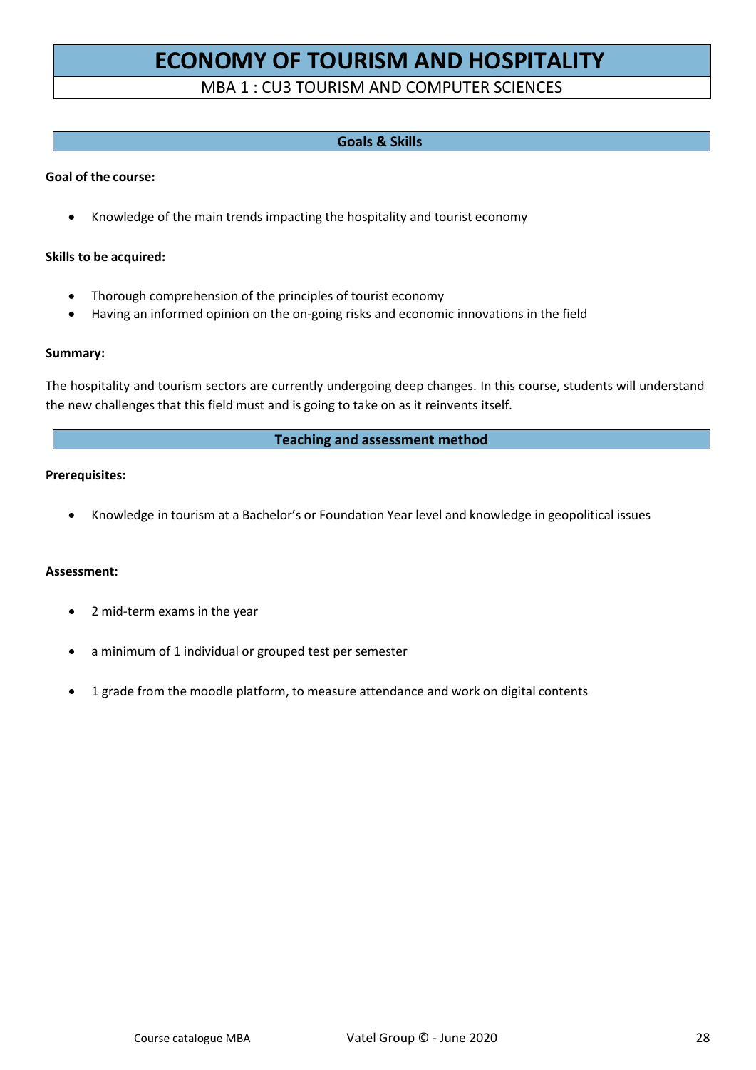# ECONOMY OF TOURISM AND HOSPITALITY

MBA 1 : CU3 TOURISM AND COMPUTER SCIENCES

## Goals & Skills

**Goal of the course:**

- Knowledge of the main trends impacting the hospitality and tourist economy

**Skills to be acquired:**

- Thorough comprehension of the principles of tourist economy
- Having an informed opinion on the on-going risks and economic innovations in the field

**Summary:**

The hospitality and tourism sectors are currently undergoing deep changes. In this course, students will understand the new challenges that this field must and is going to take on as it reinvents itself.

## Teaching and assessment method

**Prerequisites:**

- Knowledge in tourism at a Bachelor's or Foundation Year level and knowledge in geopolitical issues

**Assessment:**

- 2 mid-term exams in the year
- a minimum of 1 individual or grouped test per semester
- 1 grade from the moodle platform, to measure attendance and work on digital contents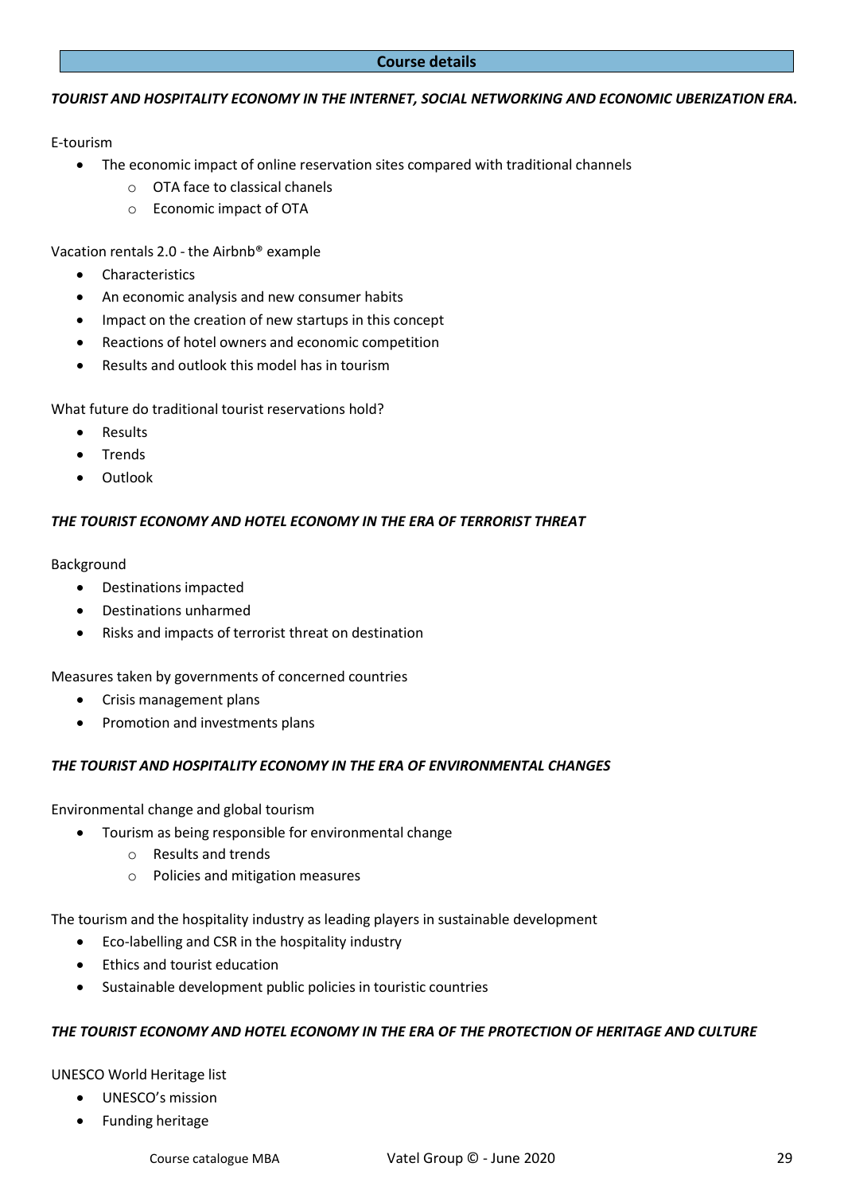## Course details

***TOURIST AND HOSPITALITY ECONOMY IN THE INTERNET, SOCIAL NETWORKING AND ECONOMIC UBERIZATION ERA.***

E-tourism

- The economic impact of online reservation sites compared with traditional channels
  - OTA face to classical chanels
  - Economic impact of OTA

Vacation rentals 2.0 - the Airbnb® example

- Characteristics
- An economic analysis and new consumer habits
- Impact on the creation of new startups in this concept
- Reactions of hotel owners and economic competition
- Results and outlook this model has in tourism

What future do traditional tourist reservations hold?

- Results
- Trends
- Outlook

***THE TOURIST ECONOMY AND HOTEL ECONOMY IN THE ERA OF TERRORIST THREAT***

Background

- Destinations impacted
- Destinations unharmed
- Risks and impacts of terrorist threat on destination

Measures taken by governments of concerned countries

- Crisis management plans
- Promotion and investments plans

***THE TOURIST AND HOSPITALITY ECONOMY IN THE ERA OF ENVIRONMENTAL CHANGES***

Environmental change and global tourism

- Tourism as being responsible for environmental change
  - Results and trends
  - Policies and mitigation measures

The tourism and the hospitality industry as leading players in sustainable development

- Eco-labelling and CSR in the hospitality industry
- Ethics and tourist education
- Sustainable development public policies in touristic countries

***THE TOURIST ECONOMY AND HOTEL ECONOMY IN THE ERA OF THE PROTECTION OF HERITAGE AND CULTURE***

UNESCO World Heritage list

- UNESCO's mission
- Funding heritage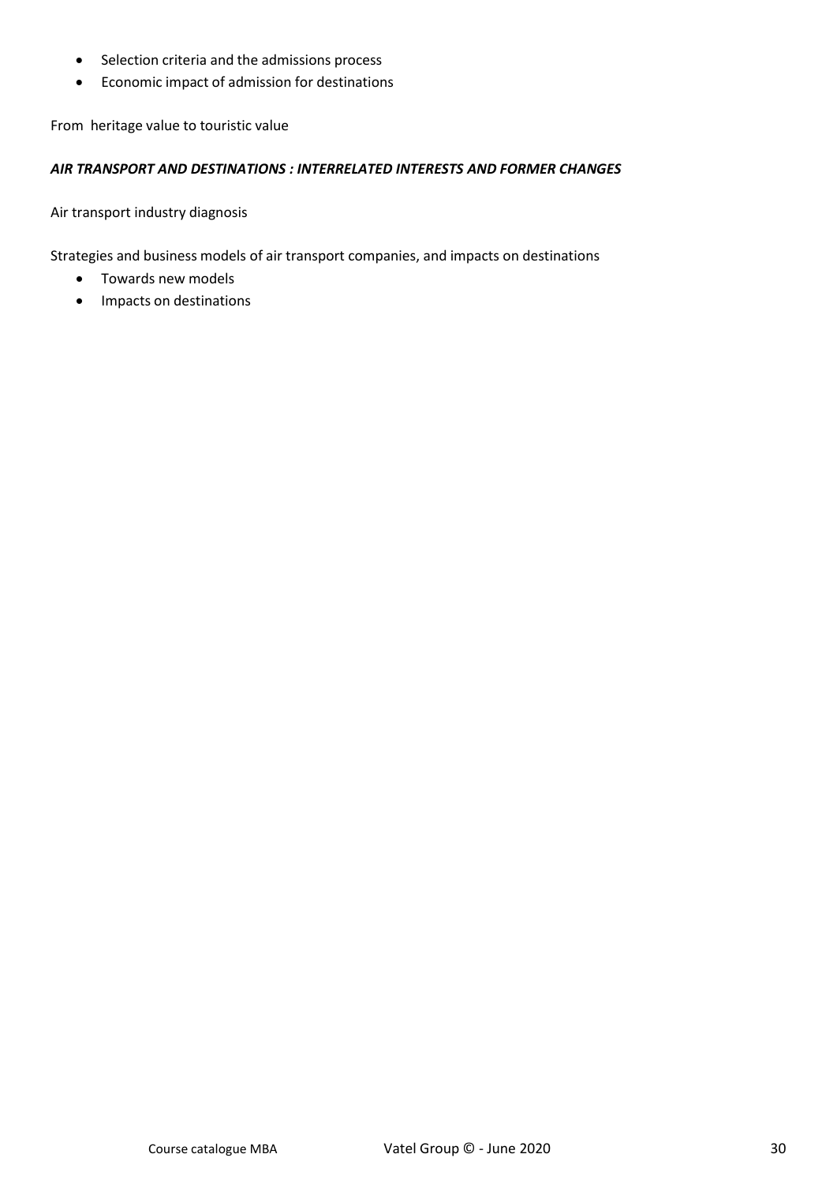- Selection criteria and the admissions process
- Economic impact of admission for destinations

From heritage value to touristic value

***AIR TRANSPORT AND DESTINATIONS : INTERRELATED INTERESTS AND FORMER CHANGES***

Air transport industry diagnosis

Strategies and business models of air transport companies, and impacts on destinations

- Towards new models
- Impacts on destinations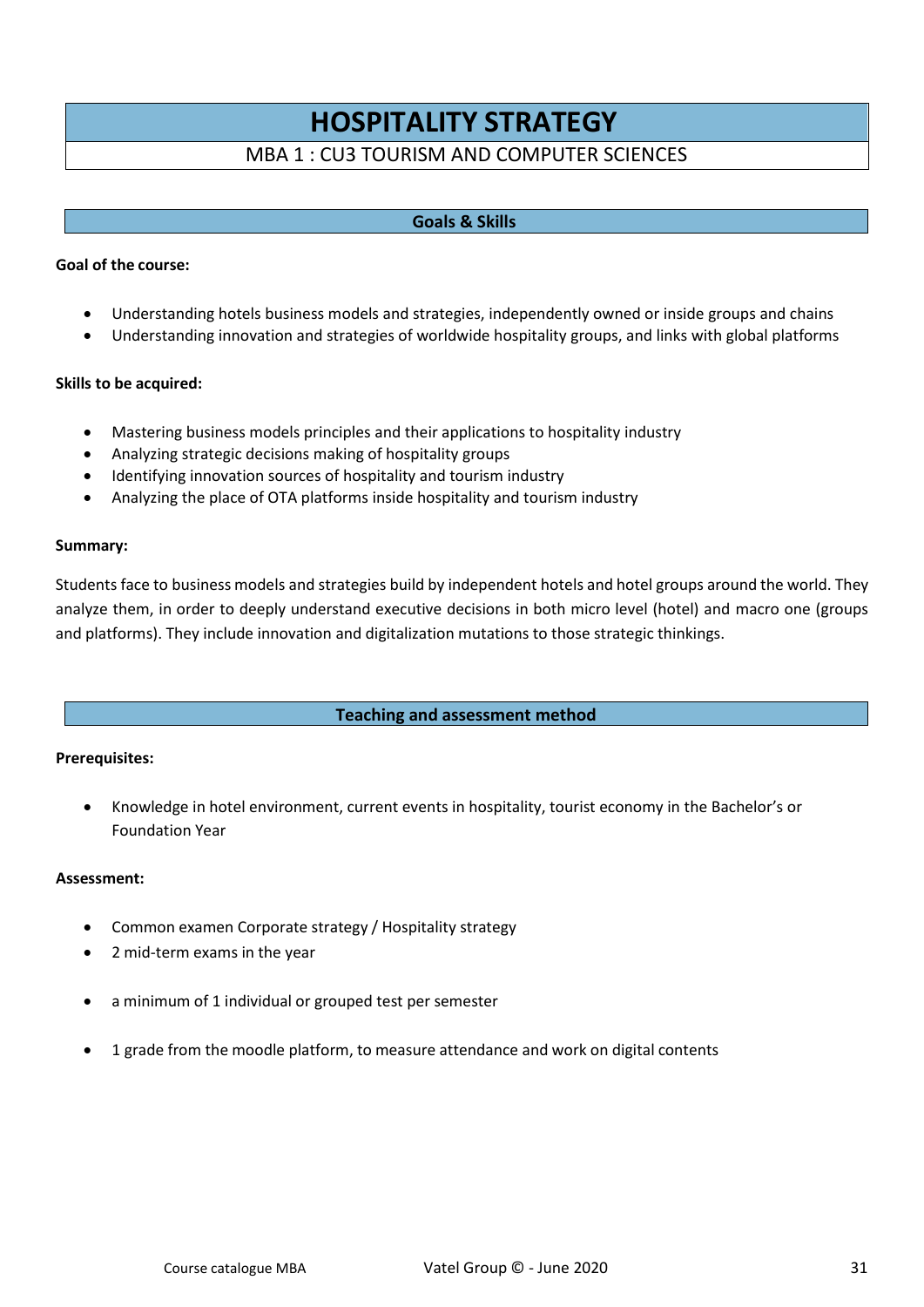# HOSPITALITY STRATEGY

MBA 1 : CU3 TOURISM AND COMPUTER SCIENCES

## Goals & Skills

**Goal of the course:**

- Understanding hotels business models and strategies, independently owned or inside groups and chains
- Understanding innovation and strategies of worldwide hospitality groups, and links with global platforms

**Skills to be acquired:**

- Mastering business models principles and their applications to hospitality industry
- Analyzing strategic decisions making of hospitality groups
- Identifying innovation sources of hospitality and tourism industry
- Analyzing the place of OTA platforms inside hospitality and tourism industry

**Summary:**

Students face to business models and strategies build by independent hotels and hotel groups around the world. They analyze them, in order to deeply understand executive decisions in both micro level (hotel) and macro one (groups and platforms). They include innovation and digitalization mutations to those strategic thinkings.

## Teaching and assessment method

**Prerequisites:**

- Knowledge in hotel environment, current events in hospitality, tourist economy in the Bachelor's or Foundation Year

**Assessment:**

- Common examen Corporate strategy / Hospitality strategy
- 2 mid-term exams in the year
- a minimum of 1 individual or grouped test per semester
- 1 grade from the moodle platform, to measure attendance and work on digital contents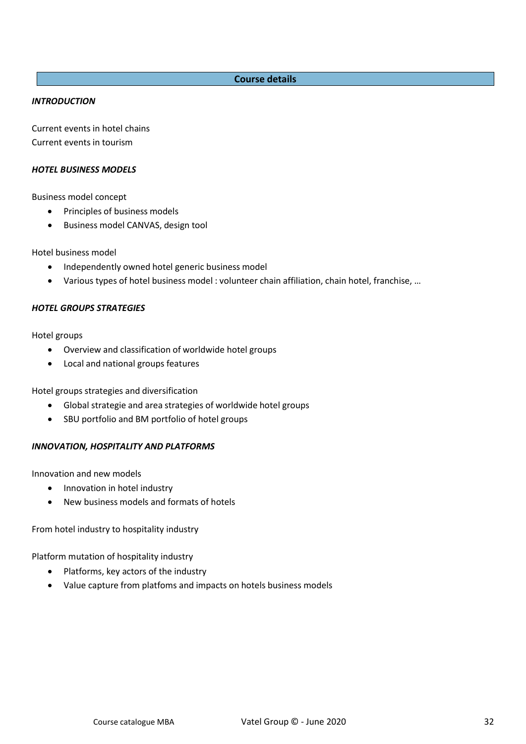## Course details

***INTRODUCTION***

Current events in hotel chains
Current events in tourism

***HOTEL BUSINESS MODELS***

Business model concept

- Principles of business models
- Business model CANVAS, design tool

Hotel business model

- Independently owned hotel generic business model
- Various types of hotel business model : volunteer chain affiliation, chain hotel, franchise, …

***HOTEL GROUPS STRATEGIES***

Hotel groups

- Overview and classification of worldwide hotel groups
- Local and national groups features

Hotel groups strategies and diversification

- Global strategie and area strategies of worldwide hotel groups
- SBU portfolio and BM portfolio of hotel groups

***INNOVATION, HOSPITALITY AND PLATFORMS***

Innovation and new models

- Innovation in hotel industry
- New business models and formats of hotels

From hotel industry to hospitality industry

Platform mutation of hospitality industry

- Platforms, key actors of the industry
- Value capture from platfoms and impacts on hotels business models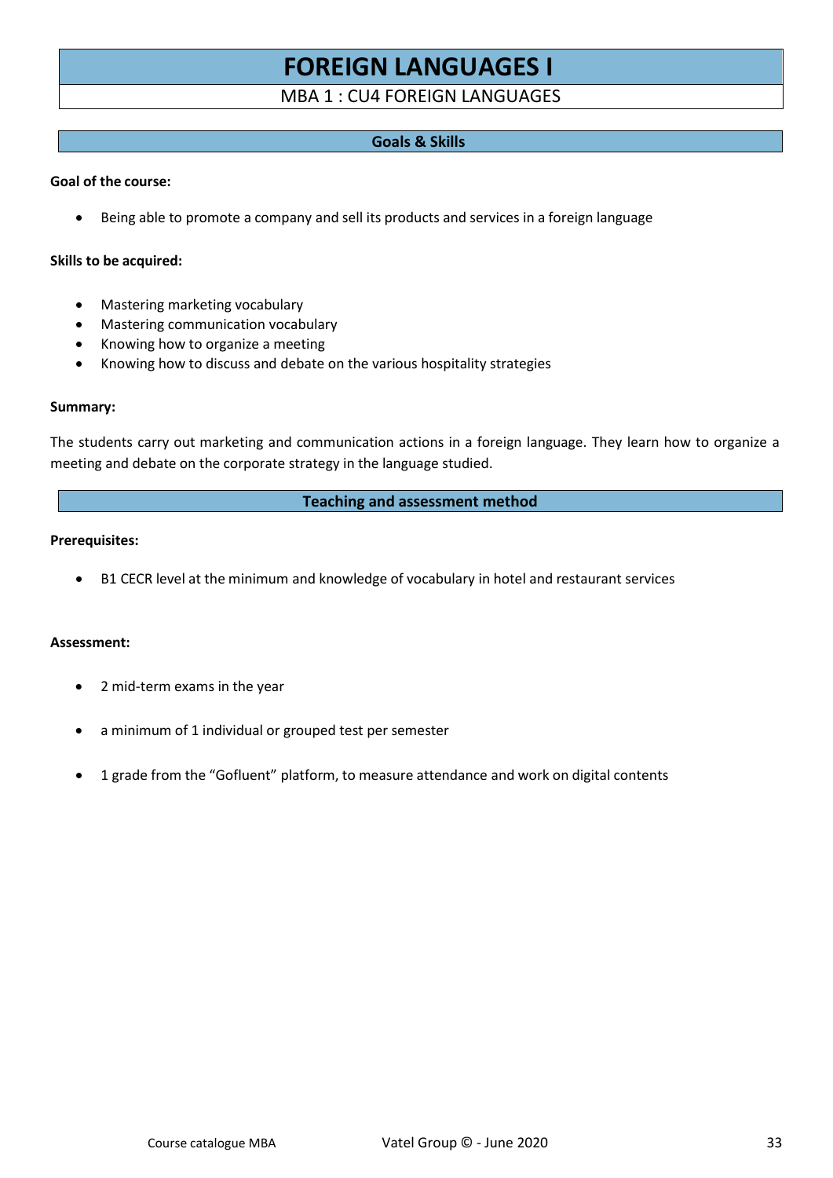# FOREIGN LANGUAGES I

MBA 1 : CU4 FOREIGN LANGUAGES

## Goals & Skills

**Goal of the course:**

- Being able to promote a company and sell its products and services in a foreign language

**Skills to be acquired:**

- Mastering marketing vocabulary
- Mastering communication vocabulary
- Knowing how to organize a meeting
- Knowing how to discuss and debate on the various hospitality strategies

**Summary:**

The students carry out marketing and communication actions in a foreign language. They learn how to organize a meeting and debate on the corporate strategy in the language studied.

## Teaching and assessment method

**Prerequisites:**

- B1 CECR level at the minimum and knowledge of vocabulary in hotel and restaurant services

**Assessment:**

- 2 mid-term exams in the year
- a minimum of 1 individual or grouped test per semester
- 1 grade from the "Gofluent" platform, to measure attendance and work on digital contents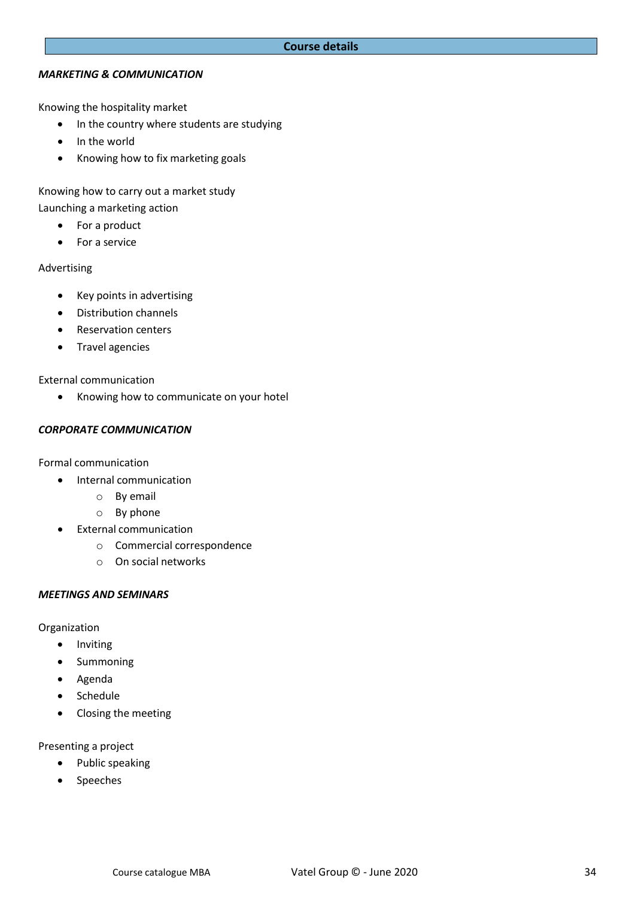## Course details

### *MARKETING & COMMUNICATION*

Knowing the hospitality market

- In the country where students are studying
- In the world
- Knowing how to fix marketing goals

Knowing how to carry out a market study
Launching a marketing action

- For a product
- For a service

Advertising

- Key points in advertising
- Distribution channels
- Reservation centers
- Travel agencies

External communication

- Knowing how to communicate on your hotel

### *CORPORATE COMMUNICATION*

Formal communication

- Internal communication
    - By email
    - By phone
- External communication
    - Commercial correspondence
    - On social networks

### *MEETINGS AND SEMINARS*

Organization

- Inviting
- Summoning
- Agenda
- Schedule
- Closing the meeting

Presenting a project

- Public speaking
- Speeches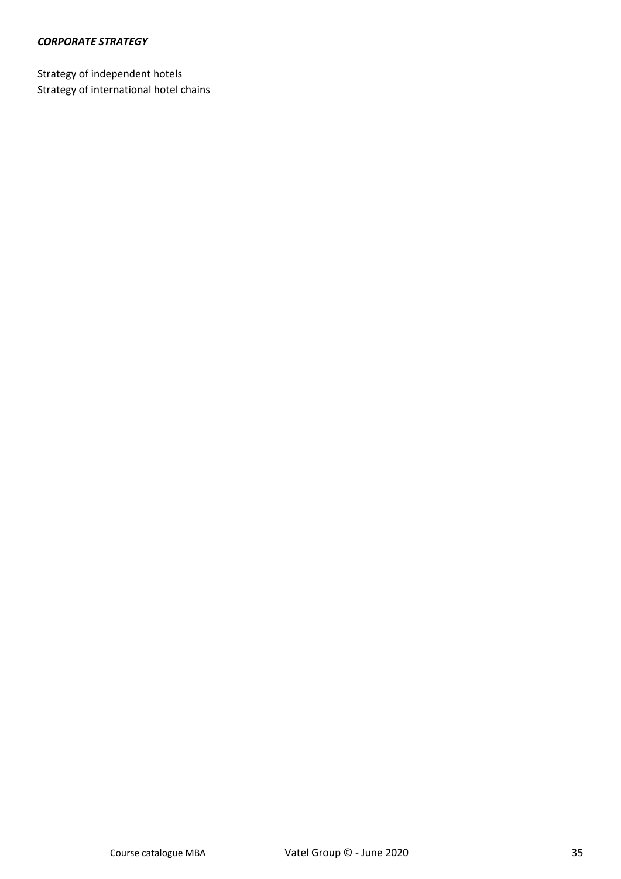***CORPORATE STRATEGY***

Strategy of independent hotels
Strategy of international hotel chains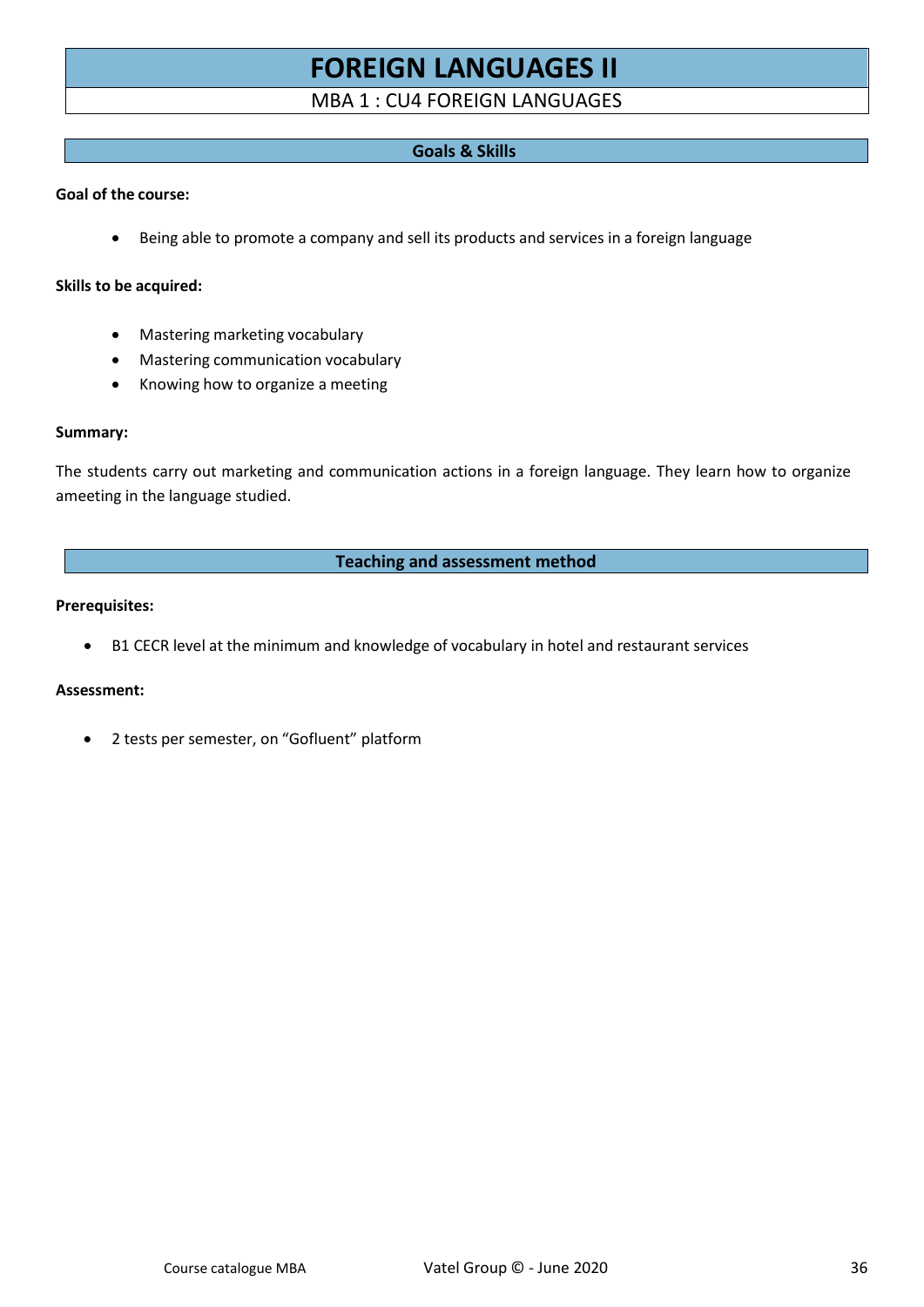# FOREIGN LANGUAGES II

MBA 1 : CU4 FOREIGN LANGUAGES

## Goals & Skills

**Goal of the course:**

- Being able to promote a company and sell its products and services in a foreign language

**Skills to be acquired:**

- Mastering marketing vocabulary
- Mastering communication vocabulary
- Knowing how to organize a meeting

**Summary:**

The students carry out marketing and communication actions in a foreign language. They learn how to organize ameeting in the language studied.

## Teaching and assessment method

**Prerequisites:**

- B1 CECR level at the minimum and knowledge of vocabulary in hotel and restaurant services

**Assessment:**

- 2 tests per semester, on "Gofluent" platform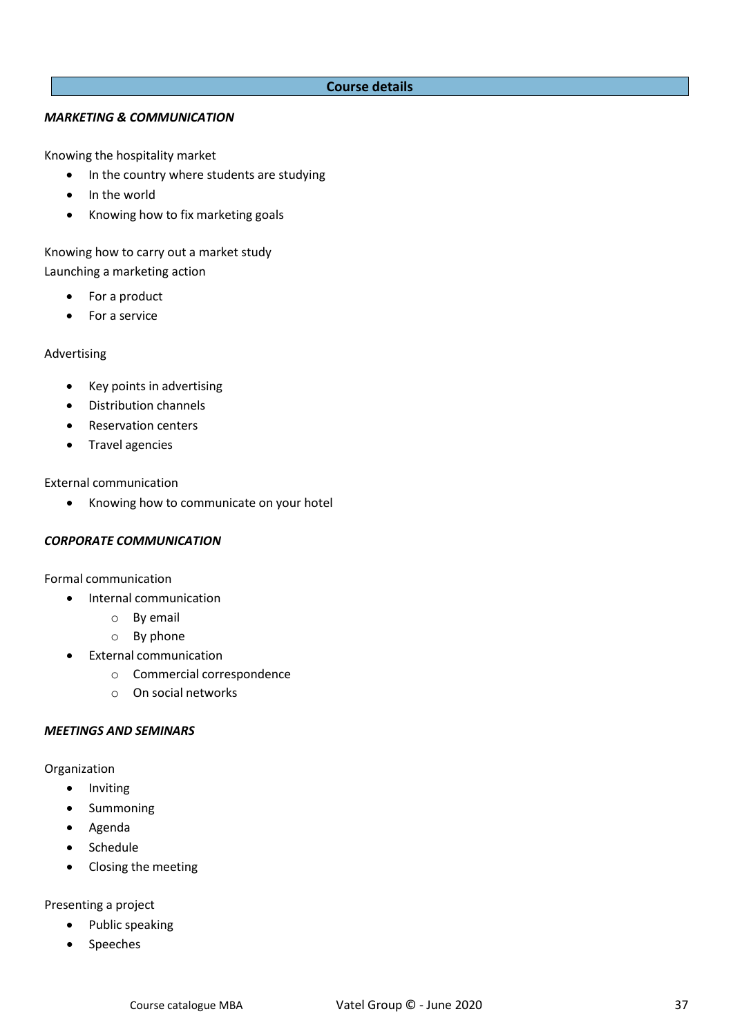## Course details

***MARKETING & COMMUNICATION***

Knowing the hospitality market

- In the country where students are studying
- In the world
- Knowing how to fix marketing goals

Knowing how to carry out a market study
Launching a marketing action

- For a product
- For a service

Advertising

- Key points in advertising
- Distribution channels
- Reservation centers
- Travel agencies

External communication

- Knowing how to communicate on your hotel

***CORPORATE COMMUNICATION***

Formal communication

- Internal communication
  - By email
  - By phone
- External communication
  - Commercial correspondence
  - On social networks

***MEETINGS AND SEMINARS***

Organization

- Inviting
- Summoning
- Agenda
- Schedule
- Closing the meeting

Presenting a project

- Public speaking
- Speeches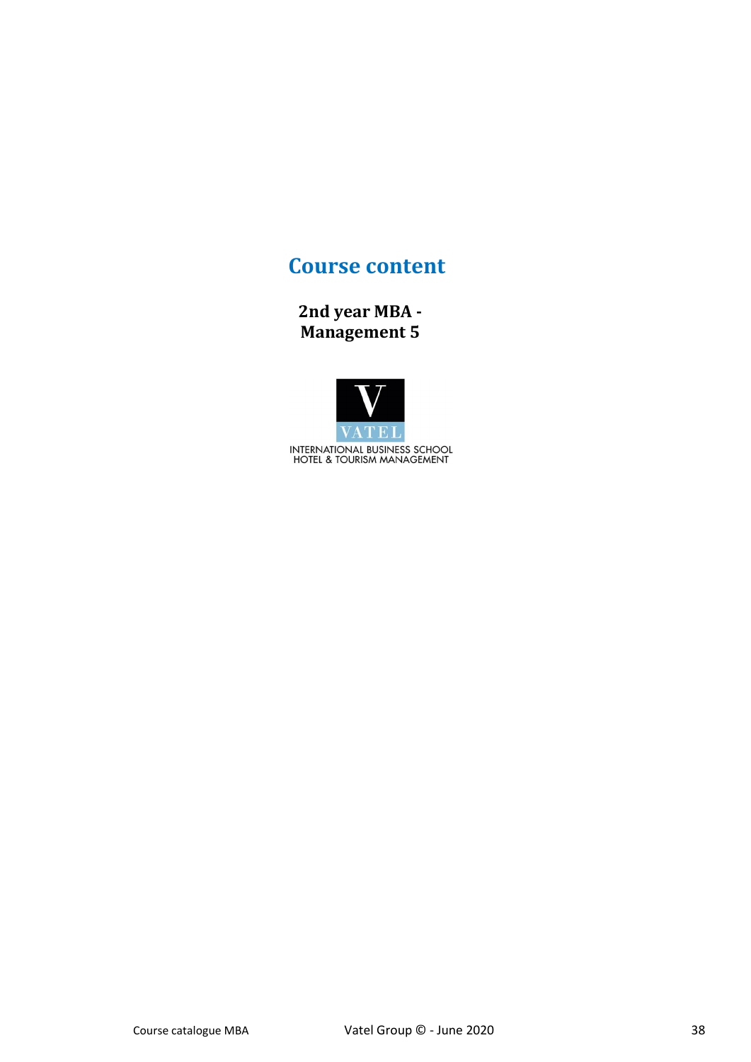# Course content

**2nd year MBA - Management 5**

VATEL

INTERNATIONAL BUSINESS SCHOOL
HOTEL & TOURISM MANAGEMENT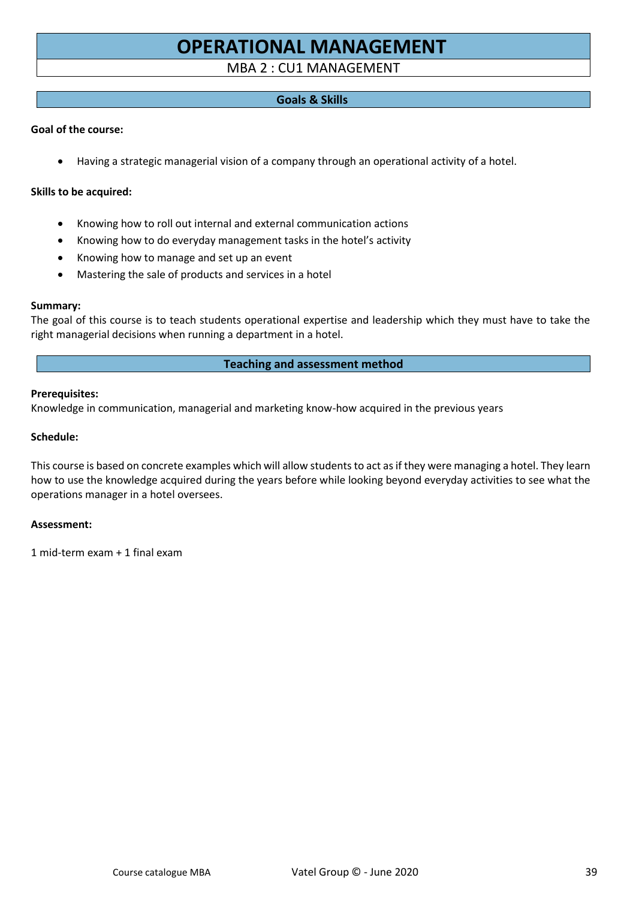# OPERATIONAL MANAGEMENT

MBA 2 : CU1 MANAGEMENT

## Goals & Skills

**Goal of the course:**

- Having a strategic managerial vision of a company through an operational activity of a hotel.

**Skills to be acquired:**

- Knowing how to roll out internal and external communication actions
- Knowing how to do everyday management tasks in the hotel's activity
- Knowing how to manage and set up an event
- Mastering the sale of products and services in a hotel

**Summary:**
The goal of this course is to teach students operational expertise and leadership which they must have to take the right managerial decisions when running a department in a hotel.

## Teaching and assessment method

**Prerequisites:**
Knowledge in communication, managerial and marketing know-how acquired in the previous years

**Schedule:**

This course is based on concrete examples which will allow students to act as if they were managing a hotel. They learn how to use the knowledge acquired during the years before while looking beyond everyday activities to see what the operations manager in a hotel oversees.

**Assessment:**

1 mid-term exam + 1 final exam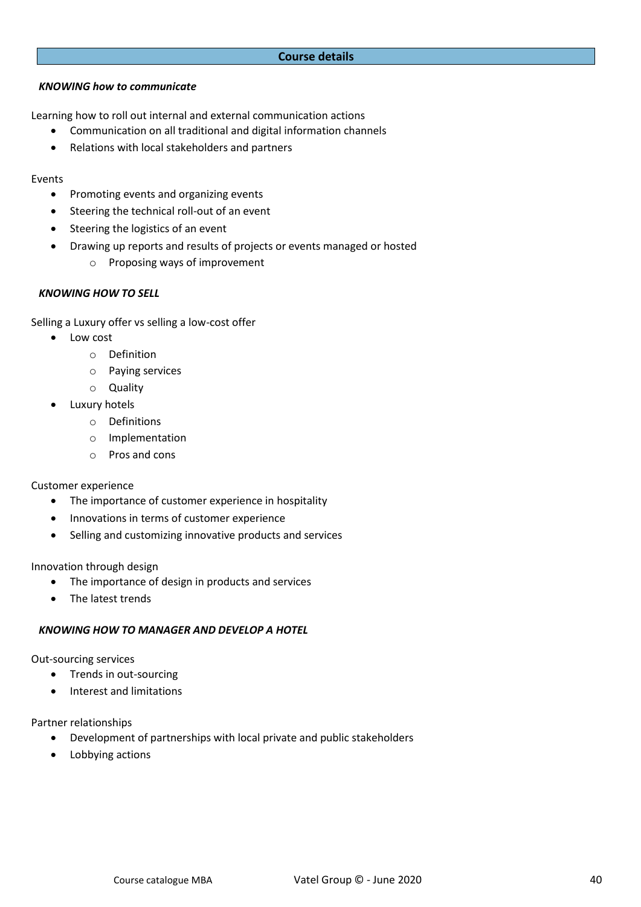## Course details

***KNOWING how to communicate***

Learning how to roll out internal and external communication actions

- Communication on all traditional and digital information channels
- Relations with local stakeholders and partners

Events

- Promoting events and organizing events
- Steering the technical roll-out of an event
- Steering the logistics of an event
- Drawing up reports and results of projects or events managed or hosted
  - Proposing ways of improvement

***KNOWING HOW TO SELL***

Selling a Luxury offer vs selling a low-cost offer

- Low cost
  - Definition
  - Paying services
  - Quality
- Luxury hotels
  - Definitions
  - Implementation
  - Pros and cons

Customer experience

- The importance of customer experience in hospitality
- Innovations in terms of customer experience
- Selling and customizing innovative products and services

Innovation through design

- The importance of design in products and services
- The latest trends

***KNOWING HOW TO MANAGER AND DEVELOP A HOTEL***

Out-sourcing services

- Trends in out-sourcing
- Interest and limitations

Partner relationships

- Development of partnerships with local private and public stakeholders
- Lobbying actions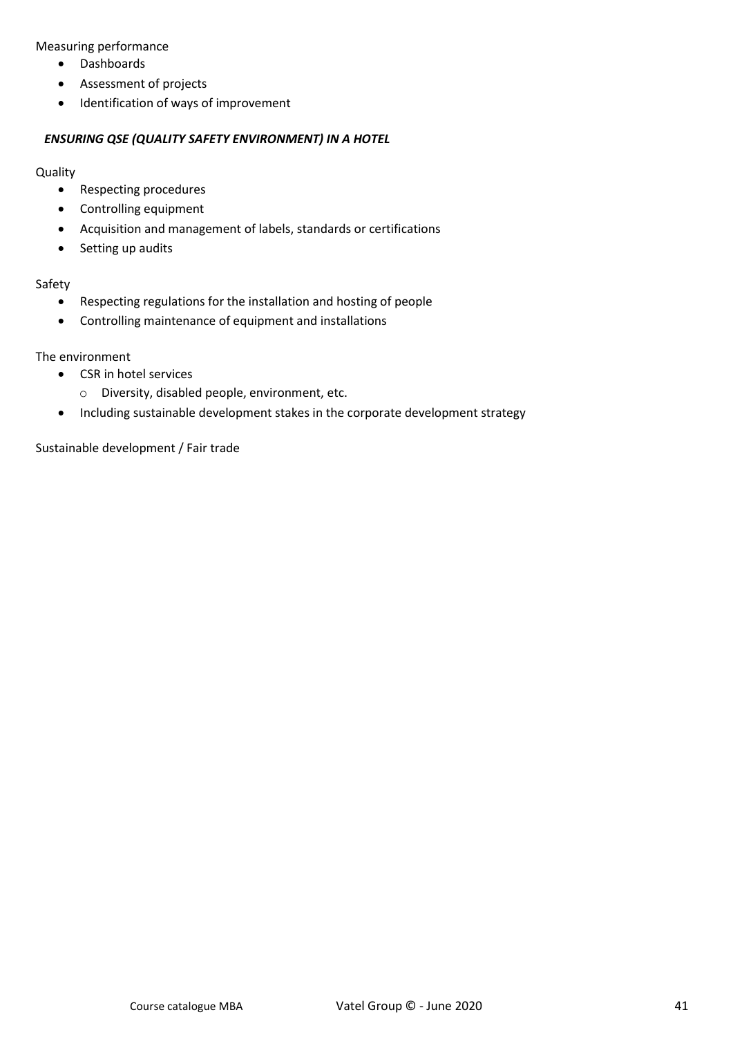Measuring performance

- Dashboards
- Assessment of projects
- Identification of ways of improvement

***ENSURING QSE (QUALITY SAFETY ENVIRONMENT) IN A HOTEL***

Quality

- Respecting procedures
- Controlling equipment
- Acquisition and management of labels, standards or certifications
- Setting up audits

Safety

- Respecting regulations for the installation and hosting of people
- Controlling maintenance of equipment and installations

The environment

- CSR in hotel services
  - Diversity, disabled people, environment, etc.
- Including sustainable development stakes in the corporate development strategy

Sustainable development / Fair trade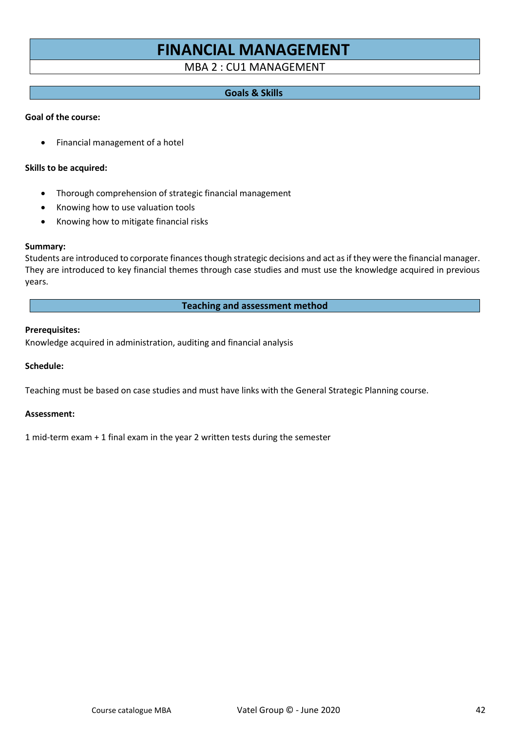# FINANCIAL MANAGEMENT

MBA 2 : CU1 MANAGEMENT

## Goals & Skills

**Goal of the course:**

- Financial management of a hotel

**Skills to be acquired:**

- Thorough comprehension of strategic financial management
- Knowing how to use valuation tools
- Knowing how to mitigate financial risks

**Summary:**
Students are introduced to corporate finances though strategic decisions and act as if they were the financial manager. They are introduced to key financial themes through case studies and must use the knowledge acquired in previous years.

## Teaching and assessment method

**Prerequisites:**
Knowledge acquired in administration, auditing and financial analysis

**Schedule:**

Teaching must be based on case studies and must have links with the General Strategic Planning course.

**Assessment:**

1 mid-term exam + 1 final exam in the year 2 written tests during the semester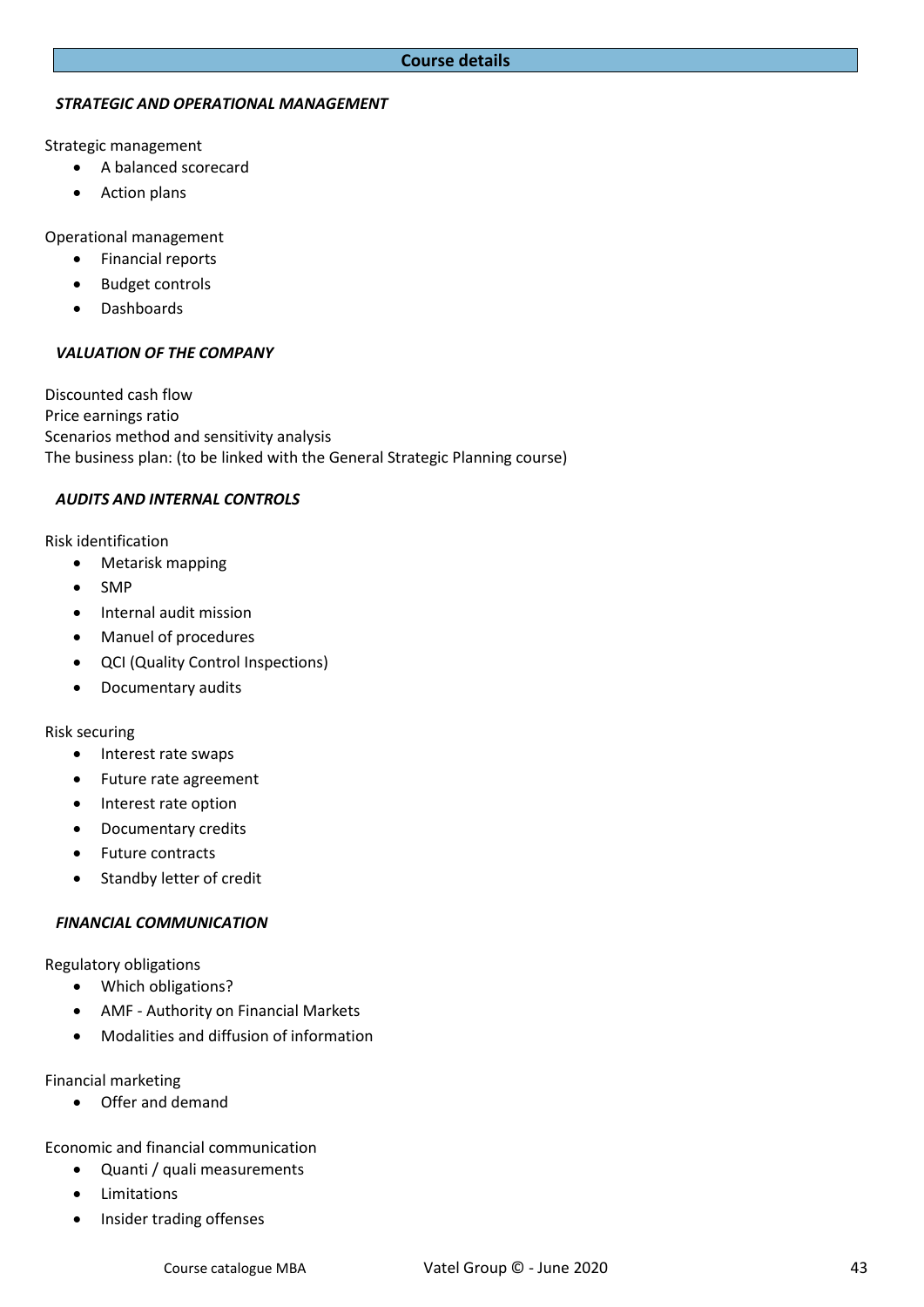## Course details

### *STRATEGIC AND OPERATIONAL MANAGEMENT*

Strategic management

- A balanced scorecard
- Action plans

Operational management

- Financial reports
- Budget controls
- Dashboards

### *VALUATION OF THE COMPANY*

Discounted cash flow
Price earnings ratio
Scenarios method and sensitivity analysis
The business plan: (to be linked with the General Strategic Planning course)

### *AUDITS AND INTERNAL CONTROLS*

Risk identification

- Metarisk mapping
- SMP
- Internal audit mission
- Manuel of procedures
- QCI (Quality Control Inspections)
- Documentary audits

Risk securing

- Interest rate swaps
- Future rate agreement
- Interest rate option
- Documentary credits
- Future contracts
- Standby letter of credit

### *FINANCIAL COMMUNICATION*

Regulatory obligations

- Which obligations?
- AMF - Authority on Financial Markets
- Modalities and diffusion of information

Financial marketing

- Offer and demand

Economic and financial communication

- Quanti / quali measurements
- Limitations
- Insider trading offenses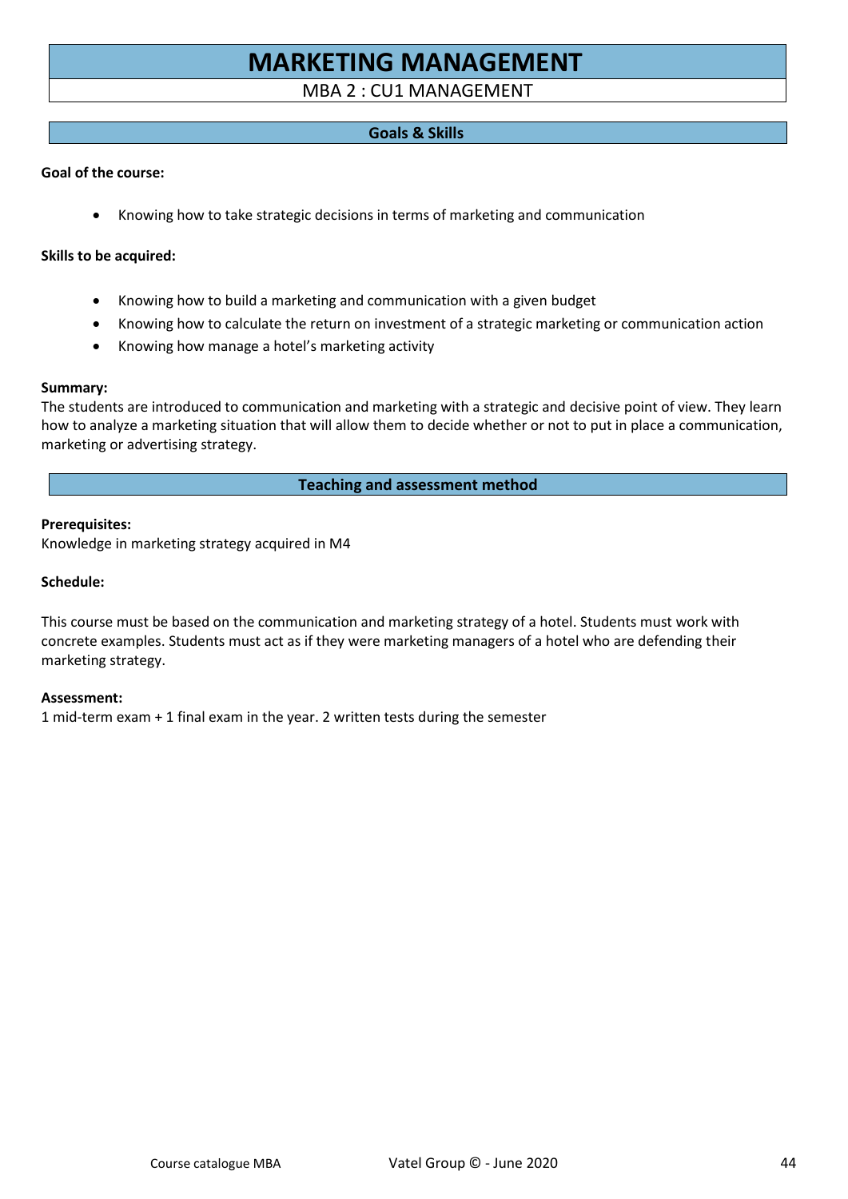# MARKETING MANAGEMENT

MBA 2 : CU1 MANAGEMENT

## Goals & Skills

**Goal of the course:**

- Knowing how to take strategic decisions in terms of marketing and communication

**Skills to be acquired:**

- Knowing how to build a marketing and communication with a given budget
- Knowing how to calculate the return on investment of a strategic marketing or communication action
- Knowing how manage a hotel's marketing activity

**Summary:**
The students are introduced to communication and marketing with a strategic and decisive point of view. They learn how to analyze a marketing situation that will allow them to decide whether or not to put in place a communication, marketing or advertising strategy.

## Teaching and assessment method

**Prerequisites:**
Knowledge in marketing strategy acquired in M4

**Schedule:**

This course must be based on the communication and marketing strategy of a hotel. Students must work with concrete examples. Students must act as if they were marketing managers of a hotel who are defending their marketing strategy.

**Assessment:**
1 mid-term exam + 1 final exam in the year. 2 written tests during the semester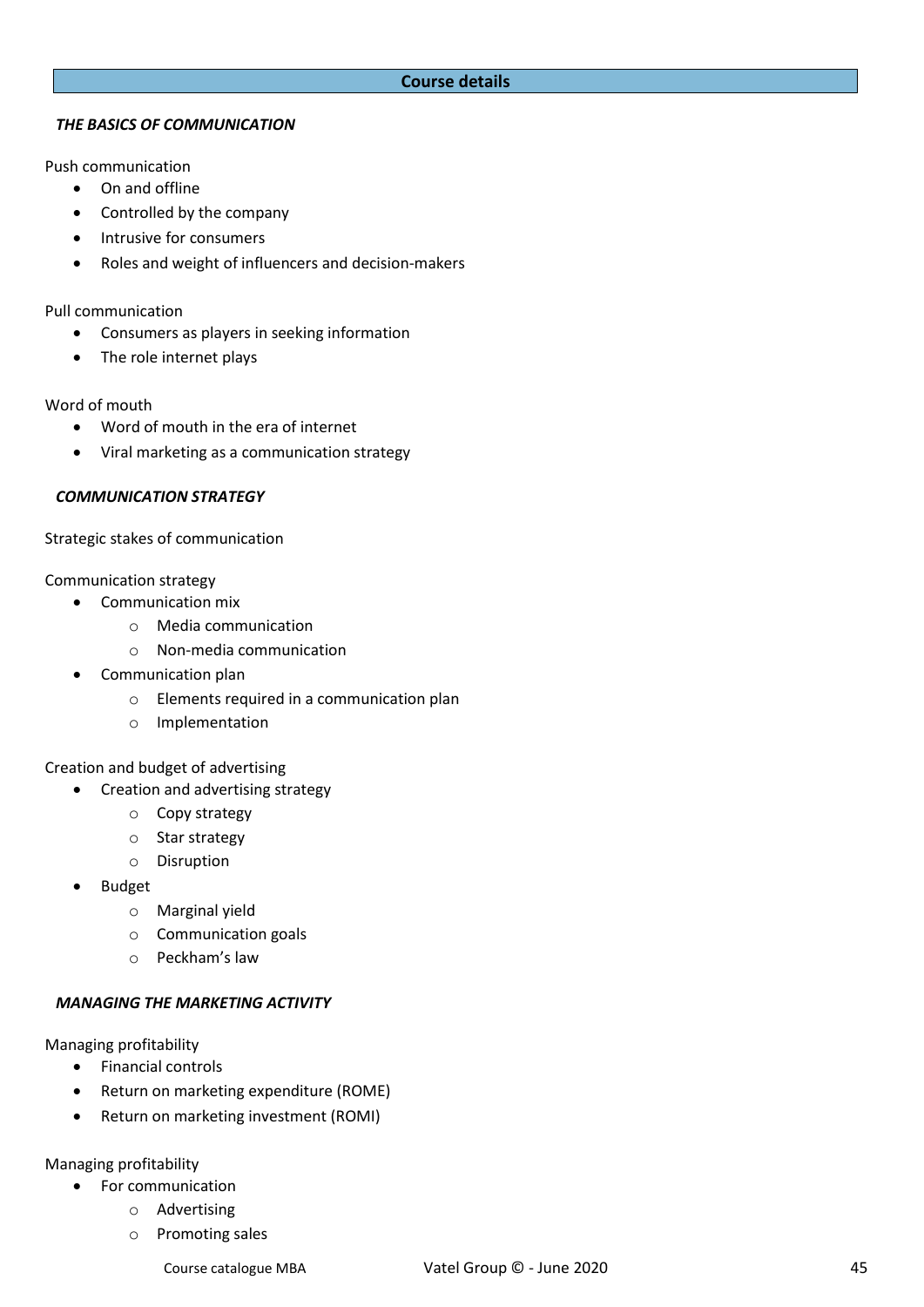## Course details

### *THE BASICS OF COMMUNICATION*

Push communication

- On and offline
- Controlled by the company
- Intrusive for consumers
- Roles and weight of influencers and decision-makers

Pull communication

- Consumers as players in seeking information
- The role internet plays

Word of mouth

- Word of mouth in the era of internet
- Viral marketing as a communication strategy

### *COMMUNICATION STRATEGY*

Strategic stakes of communication

Communication strategy

- Communication mix
  - Media communication
  - Non-media communication
- Communication plan
  - Elements required in a communication plan
  - Implementation

Creation and budget of advertising

- Creation and advertising strategy
  - Copy strategy
  - Star strategy
  - Disruption
- Budget
  - Marginal yield
  - Communication goals
  - Peckham's law

### *MANAGING THE MARKETING ACTIVITY*

Managing profitability

- Financial controls
- Return on marketing expenditure (ROME)
- Return on marketing investment (ROMI)

Managing profitability

- For communication
  - Advertising
  - Promoting sales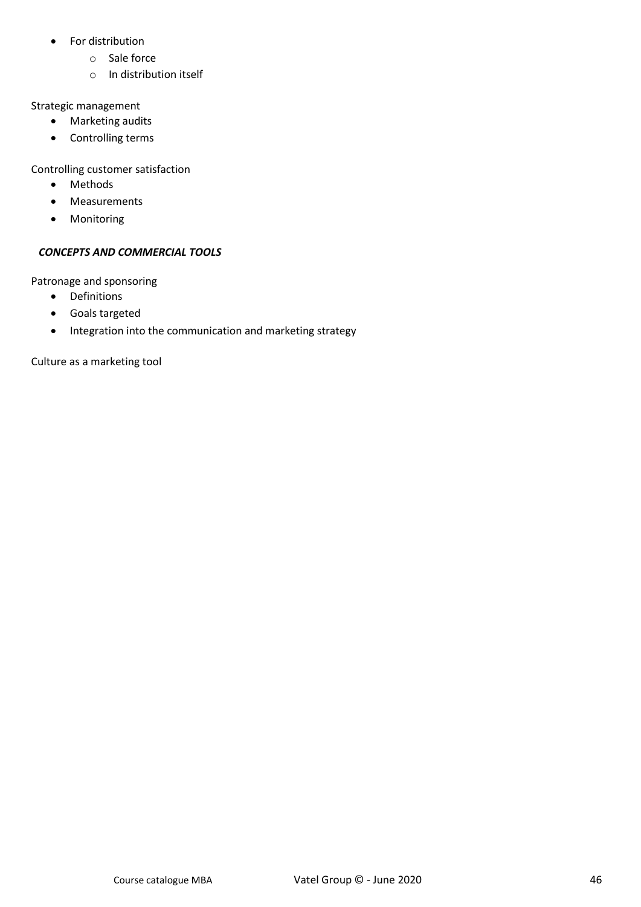- For distribution
    - Sale force
    - In distribution itself

Strategic management

- Marketing audits
- Controlling terms

Controlling customer satisfaction

- Methods
- Measurements
- Monitoring

***CONCEPTS AND COMMERCIAL TOOLS***

Patronage and sponsoring

- Definitions
- Goals targeted
- Integration into the communication and marketing strategy

Culture as a marketing tool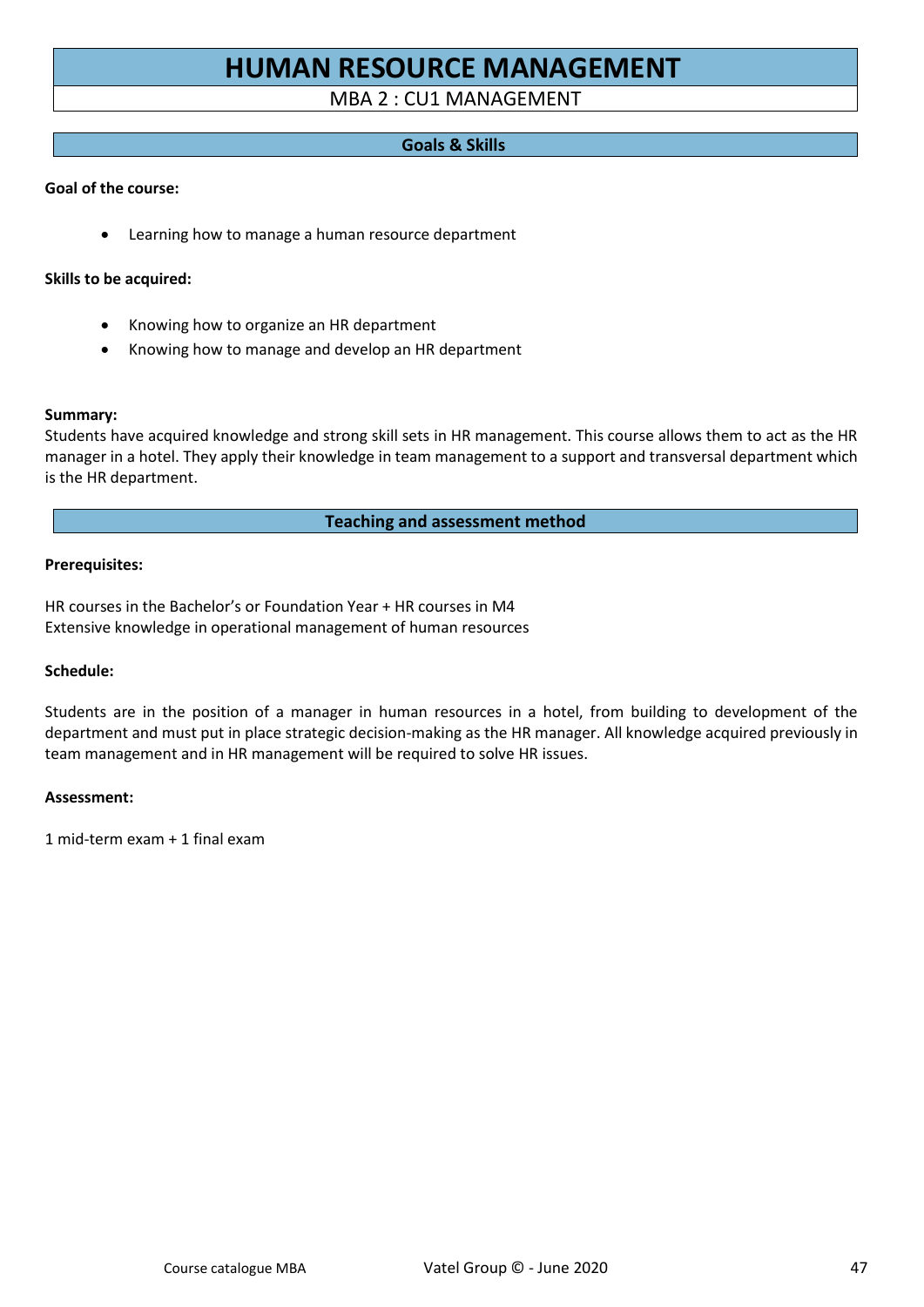# HUMAN RESOURCE MANAGEMENT

MBA 2 : CU1 MANAGEMENT

## Goals & Skills

**Goal of the course:**

- Learning how to manage a human resource department

**Skills to be acquired:**

- Knowing how to organize an HR department
- Knowing how to manage and develop an HR department

**Summary:**
Students have acquired knowledge and strong skill sets in HR management. This course allows them to act as the HR manager in a hotel. They apply their knowledge in team management to a support and transversal department which is the HR department.

## Teaching and assessment method

**Prerequisites:**

HR courses in the Bachelor's or Foundation Year + HR courses in M4
Extensive knowledge in operational management of human resources

**Schedule:**

Students are in the position of a manager in human resources in a hotel, from building to development of the department and must put in place strategic decision-making as the HR manager. All knowledge acquired previously in team management and in HR management will be required to solve HR issues.

**Assessment:**

1 mid-term exam + 1 final exam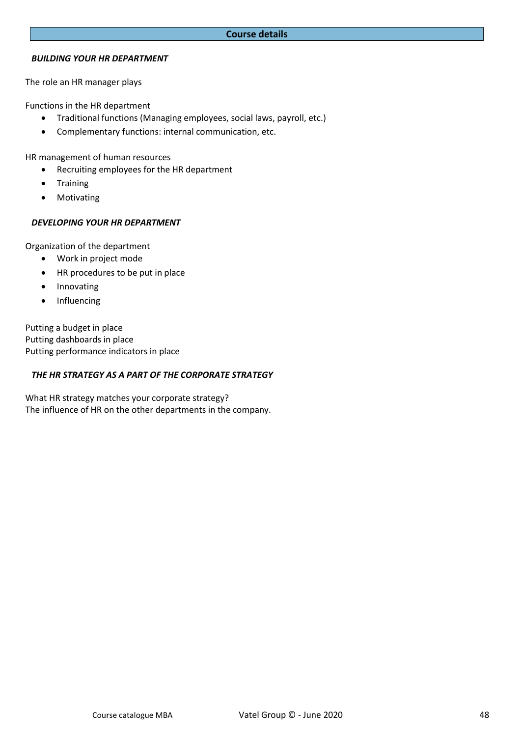**Course details**

***BUILDING YOUR HR DEPARTMENT***

The role an HR manager plays

Functions in the HR department

- Traditional functions (Managing employees, social laws, payroll, etc.)
- Complementary functions: internal communication, etc.

HR management of human resources

- Recruiting employees for the HR department
- Training
- Motivating

***DEVELOPING YOUR HR DEPARTMENT***

Organization of the department

- Work in project mode
- HR procedures to be put in place
- Innovating
- Influencing

Putting a budget in place
Putting dashboards in place
Putting performance indicators in place

***THE HR STRATEGY AS A PART OF THE CORPORATE STRATEGY***

What HR strategy matches your corporate strategy?
The influence of HR on the other departments in the company.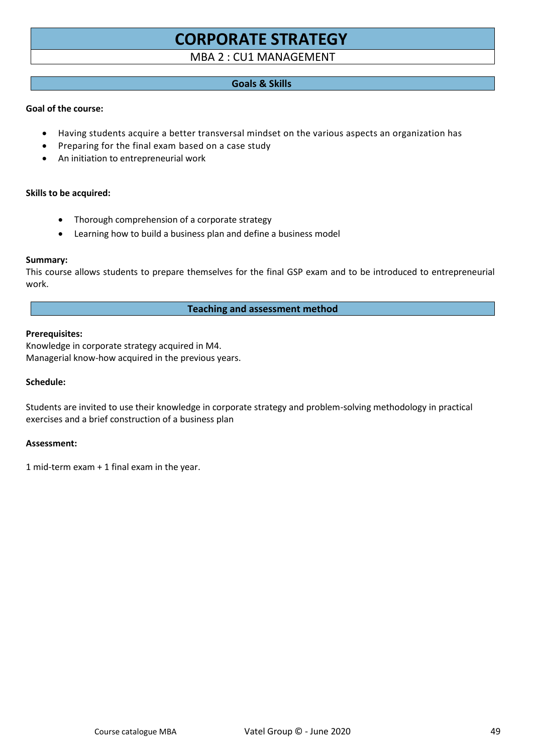# CORPORATE STRATEGY

MBA 2 : CU1 MANAGEMENT

## Goals & Skills

**Goal of the course:**

- Having students acquire a better transversal mindset on the various aspects an organization has
- Preparing for the final exam based on a case study
- An initiation to entrepreneurial work

**Skills to be acquired:**

- Thorough comprehension of a corporate strategy
- Learning how to build a business plan and define a business model

**Summary:**
This course allows students to prepare themselves for the final GSP exam and to be introduced to entrepreneurial work.

## Teaching and assessment method

**Prerequisites:**
Knowledge in corporate strategy acquired in M4.
Managerial know-how acquired in the previous years.

**Schedule:**

Students are invited to use their knowledge in corporate strategy and problem-solving methodology in practical exercises and a brief construction of a business plan

**Assessment:**

1 mid-term exam + 1 final exam in the year.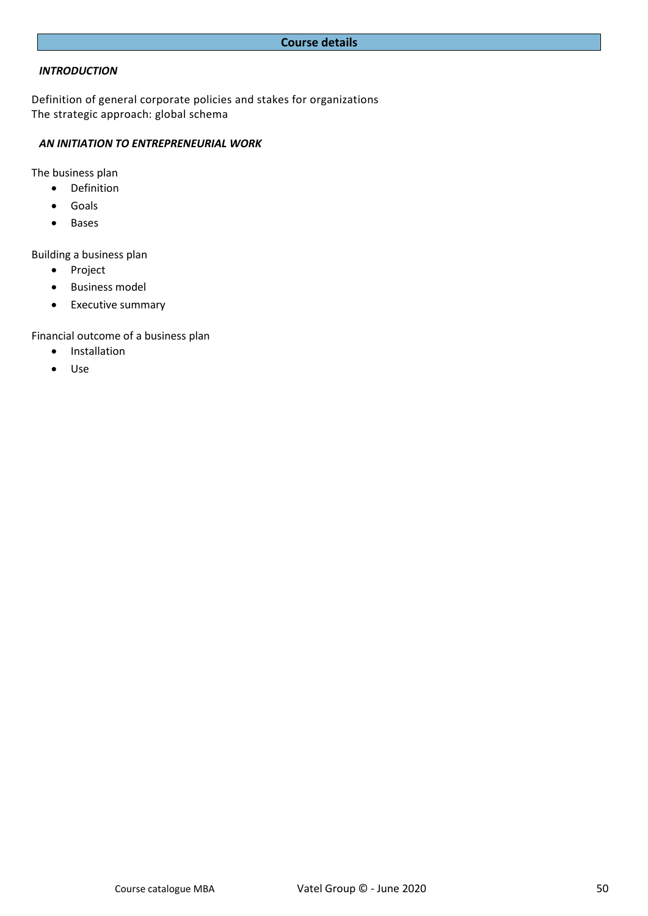## Course details

***INTRODUCTION***

Definition of general corporate policies and stakes for organizations
The strategic approach: global schema

***AN INITIATION TO ENTREPRENEURIAL WORK***

The business plan

- Definition
- Goals
- Bases

Building a business plan

- Project
- Business model
- Executive summary

Financial outcome of a business plan

- Installation
- Use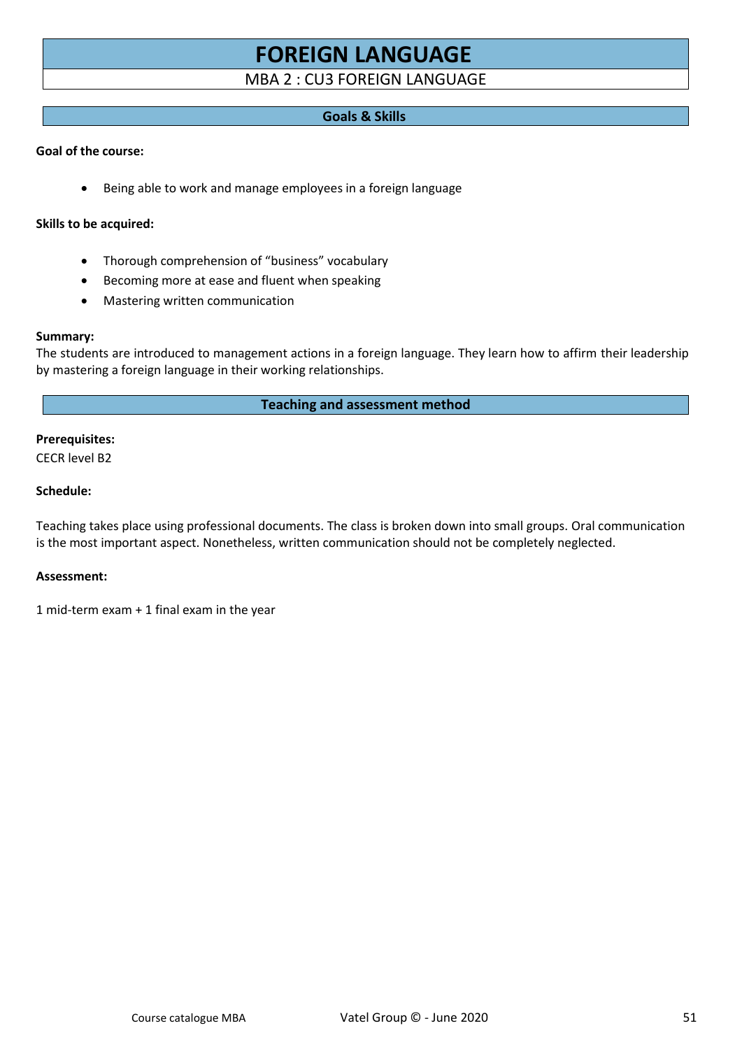# FOREIGN LANGUAGE

MBA 2 : CU3 FOREIGN LANGUAGE

## Goals & Skills

**Goal of the course:**

- Being able to work and manage employees in a foreign language

**Skills to be acquired:**

- Thorough comprehension of “business” vocabulary
- Becoming more at ease and fluent when speaking
- Mastering written communication

**Summary:**
The students are introduced to management actions in a foreign language. They learn how to affirm their leadership by mastering a foreign language in their working relationships.

## Teaching and assessment method

**Prerequisites:**
CECR level B2

**Schedule:**

Teaching takes place using professional documents. The class is broken down into small groups. Oral communication is the most important aspect. Nonetheless, written communication should not be completely neglected.

**Assessment:**

1 mid-term exam + 1 final exam in the year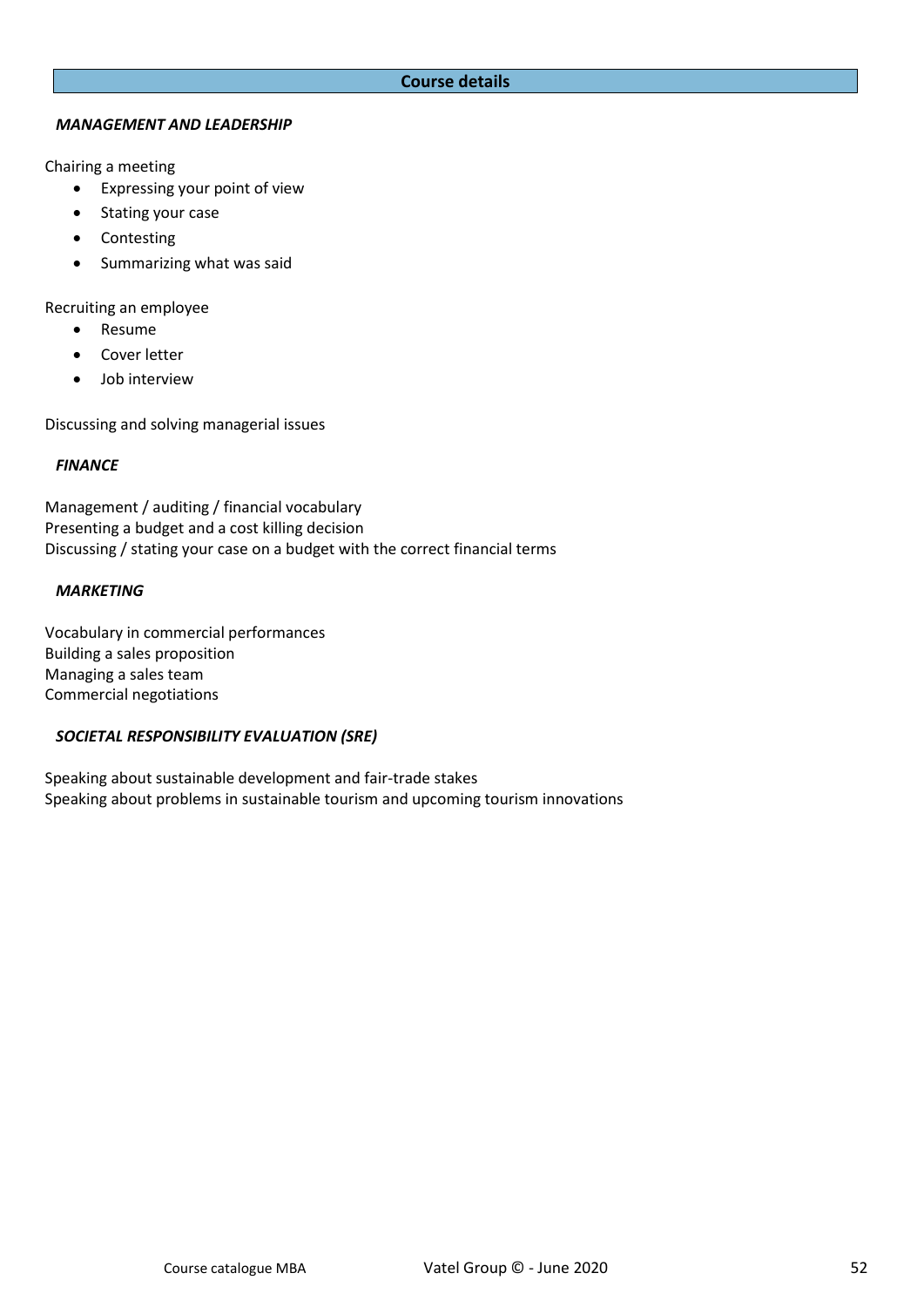## Course details

***MANAGEMENT AND LEADERSHIP***

Chairing a meeting

- Expressing your point of view
- Stating your case
- Contesting
- Summarizing what was said

Recruiting an employee

- Resume
- Cover letter
- Job interview

Discussing and solving managerial issues

***FINANCE***

Management / auditing / financial vocabulary
Presenting a budget and a cost killing decision
Discussing / stating your case on a budget with the correct financial terms

***MARKETING***

Vocabulary in commercial performances
Building a sales proposition
Managing a sales team
Commercial negotiations

***SOCIETAL RESPONSIBILITY EVALUATION (SRE)***

Speaking about sustainable development and fair-trade stakes
Speaking about problems in sustainable tourism and upcoming tourism innovations